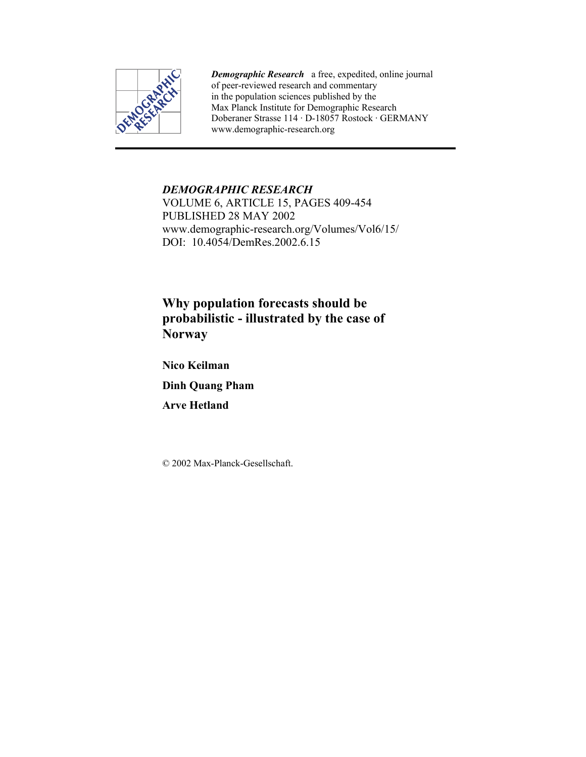***Demographic Research*** a free, expedited, online journal of peer-reviewed research and commentary in the population sciences published by the Max Planck Institute for Demographic Research Doberaner Strasse 114 · D-18057 Rostock · GERMANY www.demographic-research.org

---

*DEMOGRAPHIC RESEARCH*
VOLUME 6, ARTICLE 15, PAGES 409-454
PUBLISHED 28 MAY 2002
www.demographic-research.org/Volumes/Vol6/15/
DOI: 10.4054/DemRes.2002.6.15

# Why population forecasts should be probabilistic - illustrated by the case of Norway

**Nico Keilman**

**Dinh Quang Pham**

**Arve Hetland**

© 2002 Max-Planck-Gesellschaft.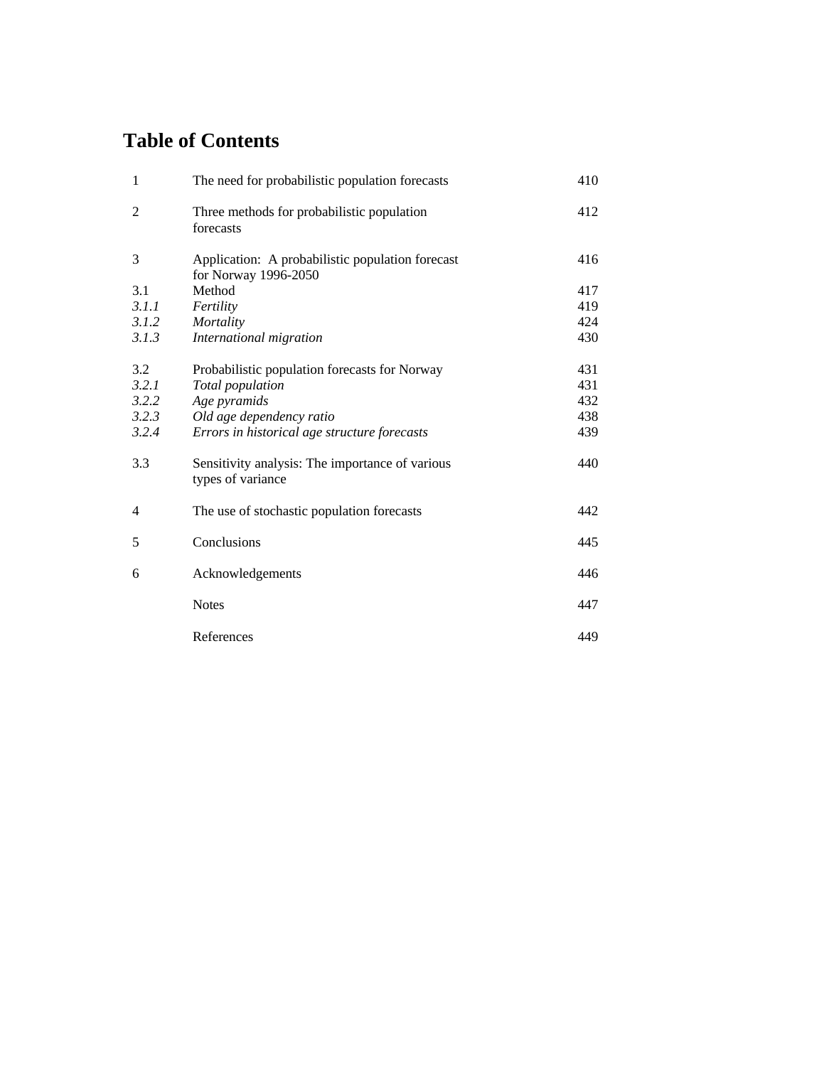## Table of Contents

| | | |
|---|---|---|
| 1 | The need for probabilistic population forecasts | 410 |
| 2 | Three methods for probabilistic population forecasts | 412 |
| 3 | Application: A probabilistic population forecast for Norway 1996-2050 | 416 |
| 3.1 | Method | 417 |
| *3.1.1* | *Fertility* | 419 |
| *3.1.2* | *Mortality* | 424 |
| *3.1.3* | *International migration* | 430 |
| 3.2 | Probabilistic population forecasts for Norway | 431 |
| *3.2.1* | *Total population* | 431 |
| *3.2.2* | *Age pyramids* | 432 |
| *3.2.3* | *Old age dependency ratio* | 438 |
| *3.2.4* | *Errors in historical age structure forecasts* | 439 |
| 3.3 | Sensitivity analysis: The importance of various types of variance | 440 |
| 4 | The use of stochastic population forecasts | 442 |
| 5 | Conclusions | 445 |
| 6 | Acknowledgements | 446 |
| | Notes | 447 |
| | References | 449 |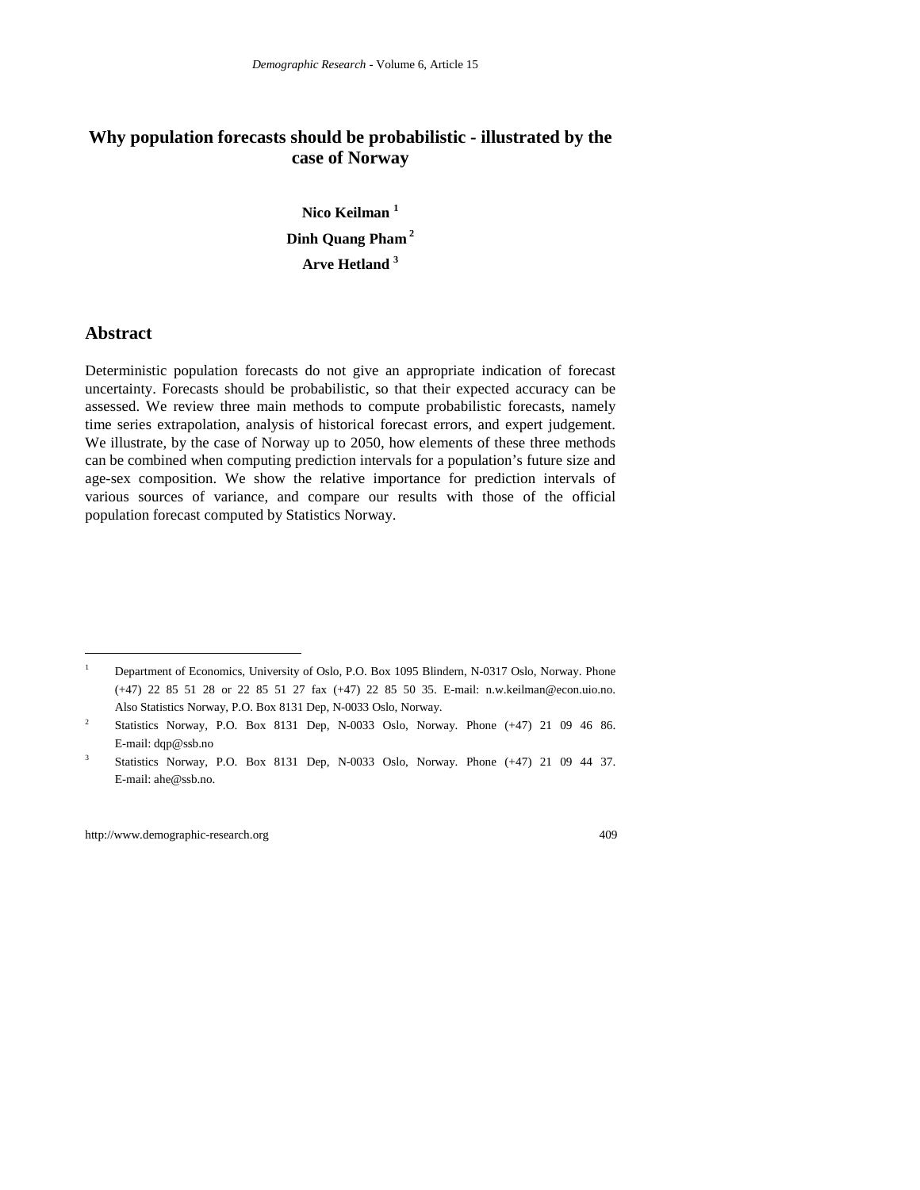# Why population forecasts should be probabilistic - illustrated by the case of Norway

**Nico Keilman** [1]

**Dinh Quang Pham** [2]

**Arve Hetland** [3]

## Abstract

Deterministic population forecasts do not give an appropriate indication of forecast uncertainty. Forecasts should be probabilistic, so that their expected accuracy can be assessed. We review three main methods to compute probabilistic forecasts, namely time series extrapolation, analysis of historical forecast errors, and expert judgement. We illustrate, by the case of Norway up to 2050, how elements of these three methods can be combined when computing prediction intervals for a population's future size and age-sex composition. We show the relative importance for prediction intervals of various sources of variance, and compare our results with those of the official population forecast computed by Statistics Norway.

---

[1] Department of Economics, University of Oslo, P.O. Box 1095 Blindern, N-0317 Oslo, Norway. Phone (+47) 22 85 51 28 or 22 85 51 27 fax (+47) 22 85 50 35. E-mail: n.w.keilman@econ.uio.no. Also Statistics Norway, P.O. Box 8131 Dep, N-0033 Oslo, Norway.

[2] Statistics Norway, P.O. Box 8131 Dep, N-0033 Oslo, Norway. Phone (+47) 21 09 46 86. E-mail: dqp@ssb.no

[3] Statistics Norway, P.O. Box 8131 Dep, N-0033 Oslo, Norway. Phone (+47) 21 09 44 37. E-mail: ahe@ssb.no.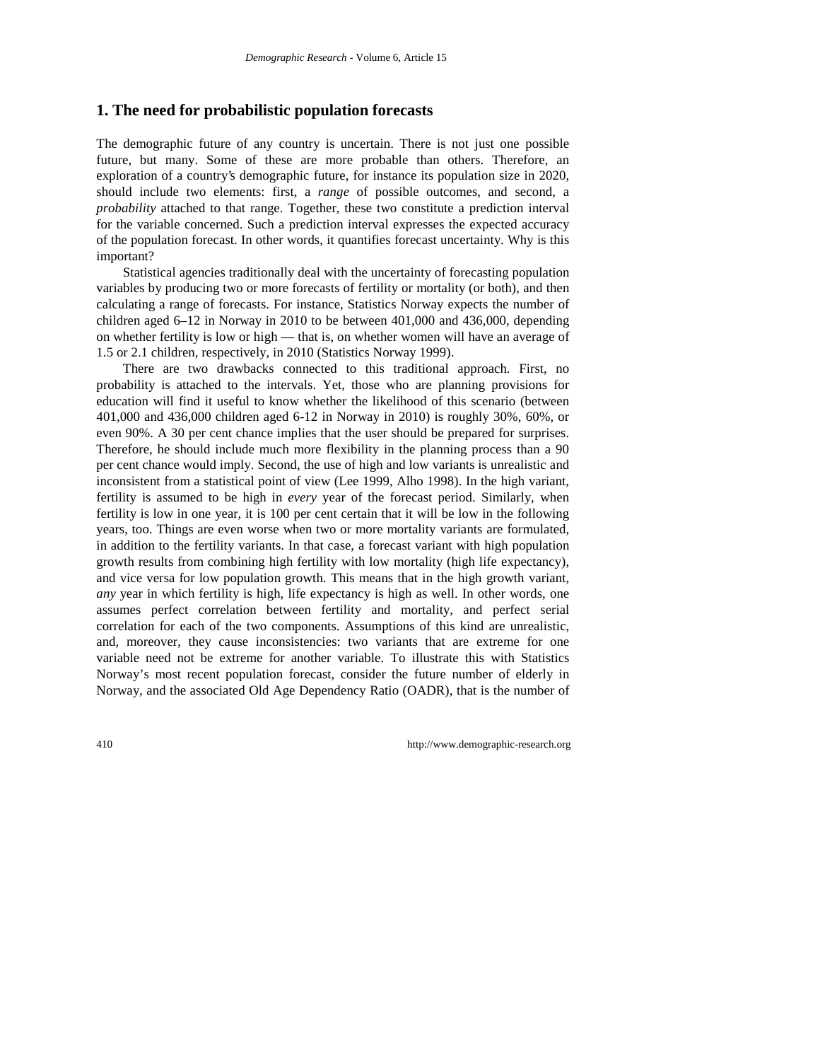## 1. The need for probabilistic population forecasts

The demographic future of any country is uncertain. There is not just one possible future, but many. Some of these are more probable than others. Therefore, an exploration of a country's demographic future, for instance its population size in 2020, should include two elements: first, a *range* of possible outcomes, and second, a *probability* attached to that range. Together, these two constitute a prediction interval for the variable concerned. Such a prediction interval expresses the expected accuracy of the population forecast. In other words, it quantifies forecast uncertainty. Why is this important?

Statistical agencies traditionally deal with the uncertainty of forecasting population variables by producing two or more forecasts of fertility or mortality (or both), and then calculating a range of forecasts. For instance, Statistics Norway expects the number of children aged 6–12 in Norway in 2010 to be between 401,000 and 436,000, depending on whether fertility is low or high — that is, on whether women will have an average of 1.5 or 2.1 children, respectively, in 2010 (Statistics Norway 1999).

There are two drawbacks connected to this traditional approach. First, no probability is attached to the intervals. Yet, those who are planning provisions for education will find it useful to know whether the likelihood of this scenario (between 401,000 and 436,000 children aged 6-12 in Norway in 2010) is roughly 30%, 60%, or even 90%. A 30 per cent chance implies that the user should be prepared for surprises. Therefore, he should include much more flexibility in the planning process than a 90 per cent chance would imply. Second, the use of high and low variants is unrealistic and inconsistent from a statistical point of view (Lee 1999, Alho 1998). In the high variant, fertility is assumed to be high in *every* year of the forecast period. Similarly, when fertility is low in one year, it is 100 per cent certain that it will be low in the following years, too. Things are even worse when two or more mortality variants are formulated, in addition to the fertility variants. In that case, a forecast variant with high population growth results from combining high fertility with low mortality (high life expectancy), and vice versa for low population growth. This means that in the high growth variant, *any* year in which fertility is high, life expectancy is high as well. In other words, one assumes perfect correlation between fertility and mortality, and perfect serial correlation for each of the two components. Assumptions of this kind are unrealistic, and, moreover, they cause inconsistencies: two variants that are extreme for one variable need not be extreme for another variable. To illustrate this with Statistics Norway's most recent population forecast, consider the future number of elderly in Norway, and the associated Old Age Dependency Ratio (OADR), that is the number of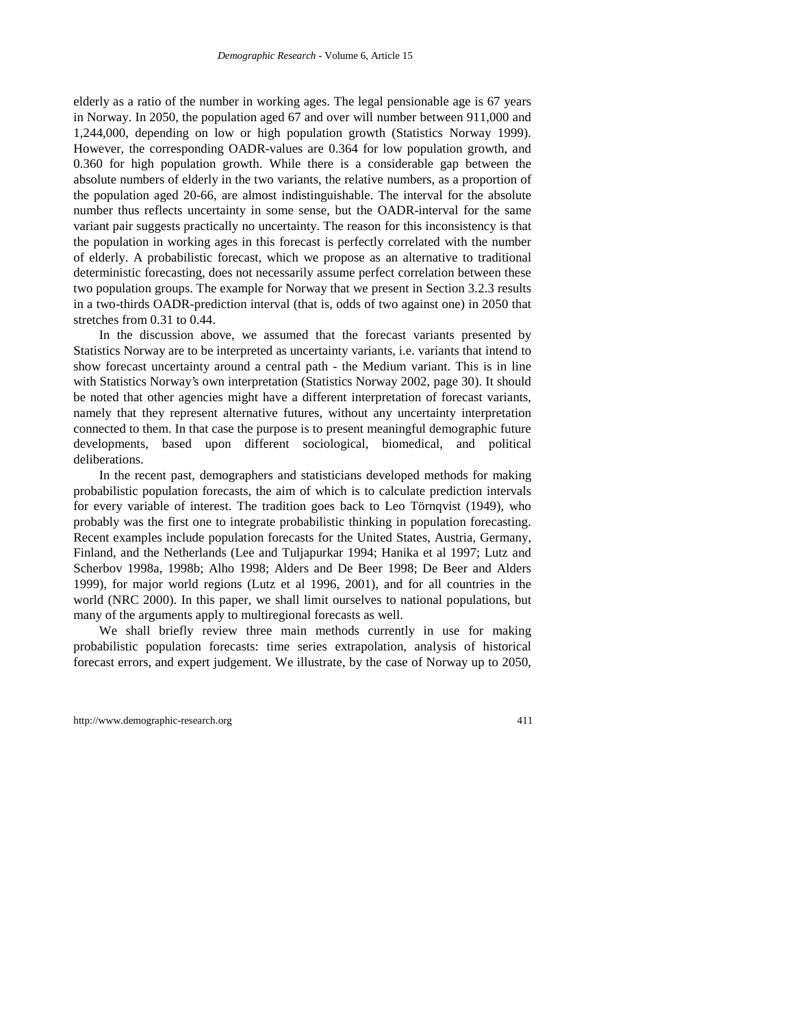elderly as a ratio of the number in working ages. The legal pensionable age is 67 years in Norway. In 2050, the population aged 67 and over will number between 911,000 and 1,244,000, depending on low or high population growth (Statistics Norway 1999). However, the corresponding OADR-values are 0.364 for low population growth, and 0.360 for high population growth. While there is a considerable gap between the absolute numbers of elderly in the two variants, the relative numbers, as a proportion of the population aged 20-66, are almost indistinguishable. The interval for the absolute number thus reflects uncertainty in some sense, but the OADR-interval for the same variant pair suggests practically no uncertainty. The reason for this inconsistency is that the population in working ages in this forecast is perfectly correlated with the number of elderly. A probabilistic forecast, which we propose as an alternative to traditional deterministic forecasting, does not necessarily assume perfect correlation between these two population groups. The example for Norway that we present in Section 3.2.3 results in a two-thirds OADR-prediction interval (that is, odds of two against one) in 2050 that stretches from 0.31 to 0.44.

In the discussion above, we assumed that the forecast variants presented by Statistics Norway are to be interpreted as uncertainty variants, i.e. variants that intend to show forecast uncertainty around a central path - the Medium variant. This is in line with Statistics Norway's own interpretation (Statistics Norway 2002, page 30). It should be noted that other agencies might have a different interpretation of forecast variants, namely that they represent alternative futures, without any uncertainty interpretation connected to them. In that case the purpose is to present meaningful demographic future developments, based upon different sociological, biomedical, and political deliberations.

In the recent past, demographers and statisticians developed methods for making probabilistic population forecasts, the aim of which is to calculate prediction intervals for every variable of interest. The tradition goes back to Leo Törnqvist (1949), who probably was the first one to integrate probabilistic thinking in population forecasting. Recent examples include population forecasts for the United States, Austria, Germany, Finland, and the Netherlands (Lee and Tuljapurkar 1994; Hanika et al 1997; Lutz and Scherbov 1998a, 1998b; Alho 1998; Alders and De Beer 1998; De Beer and Alders 1999), for major world regions (Lutz et al 1996, 2001), and for all countries in the world (NRC 2000). In this paper, we shall limit ourselves to national populations, but many of the arguments apply to multiregional forecasts as well.

We shall briefly review three main methods currently in use for making probabilistic population forecasts: time series extrapolation, analysis of historical forecast errors, and expert judgement. We illustrate, by the case of Norway up to 2050,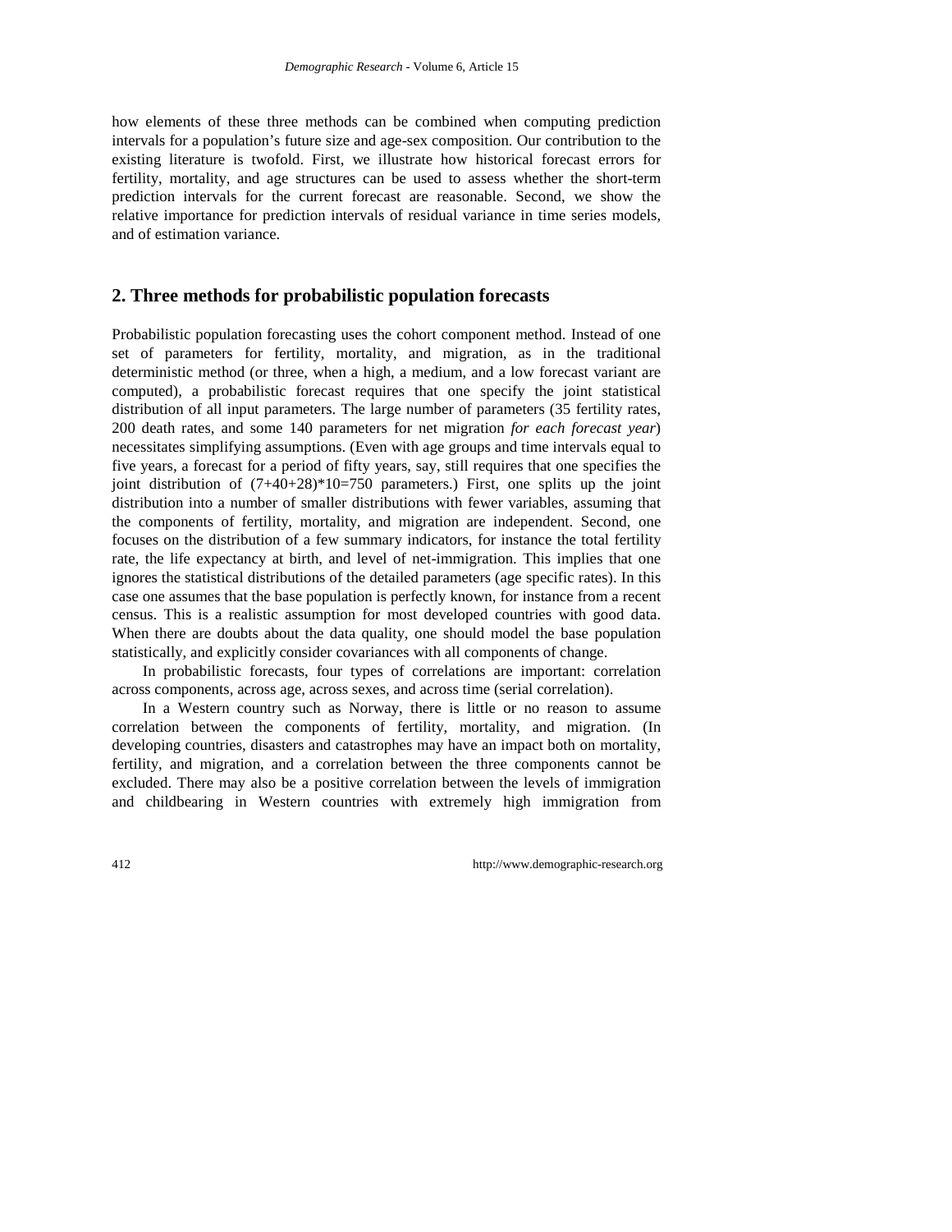how elements of these three methods can be combined when computing prediction intervals for a population's future size and age-sex composition. Our contribution to the existing literature is twofold. First, we illustrate how historical forecast errors for fertility, mortality, and age structures can be used to assess whether the short-term prediction intervals for the current forecast are reasonable. Second, we show the relative importance for prediction intervals of residual variance in time series models, and of estimation variance.

## 2. Three methods for probabilistic population forecasts

Probabilistic population forecasting uses the cohort component method. Instead of one set of parameters for fertility, mortality, and migration, as in the traditional deterministic method (or three, when a high, a medium, and a low forecast variant are computed), a probabilistic forecast requires that one specify the joint statistical distribution of all input parameters. The large number of parameters (35 fertility rates, 200 death rates, and some 140 parameters for net migration *for each forecast year*) necessitates simplifying assumptions. (Even with age groups and time intervals equal to five years, a forecast for a period of fifty years, say, still requires that one specifies the joint distribution of (7+40+28)*10=750 parameters.) First, one splits up the joint distribution into a number of smaller distributions with fewer variables, assuming that the components of fertility, mortality, and migration are independent. Second, one focuses on the distribution of a few summary indicators, for instance the total fertility rate, the life expectancy at birth, and level of net-immigration. This implies that one ignores the statistical distributions of the detailed parameters (age specific rates). In this case one assumes that the base population is perfectly known, for instance from a recent census. This is a realistic assumption for most developed countries with good data. When there are doubts about the data quality, one should model the base population statistically, and explicitly consider covariances with all components of change.

In probabilistic forecasts, four types of correlations are important: correlation across components, across age, across sexes, and across time (serial correlation).

In a Western country such as Norway, there is little or no reason to assume correlation between the components of fertility, mortality, and migration. (In developing countries, disasters and catastrophes may have an impact both on mortality, fertility, and migration, and a correlation between the three components cannot be excluded. There may also be a positive correlation between the levels of immigration and childbearing in Western countries with extremely high immigration from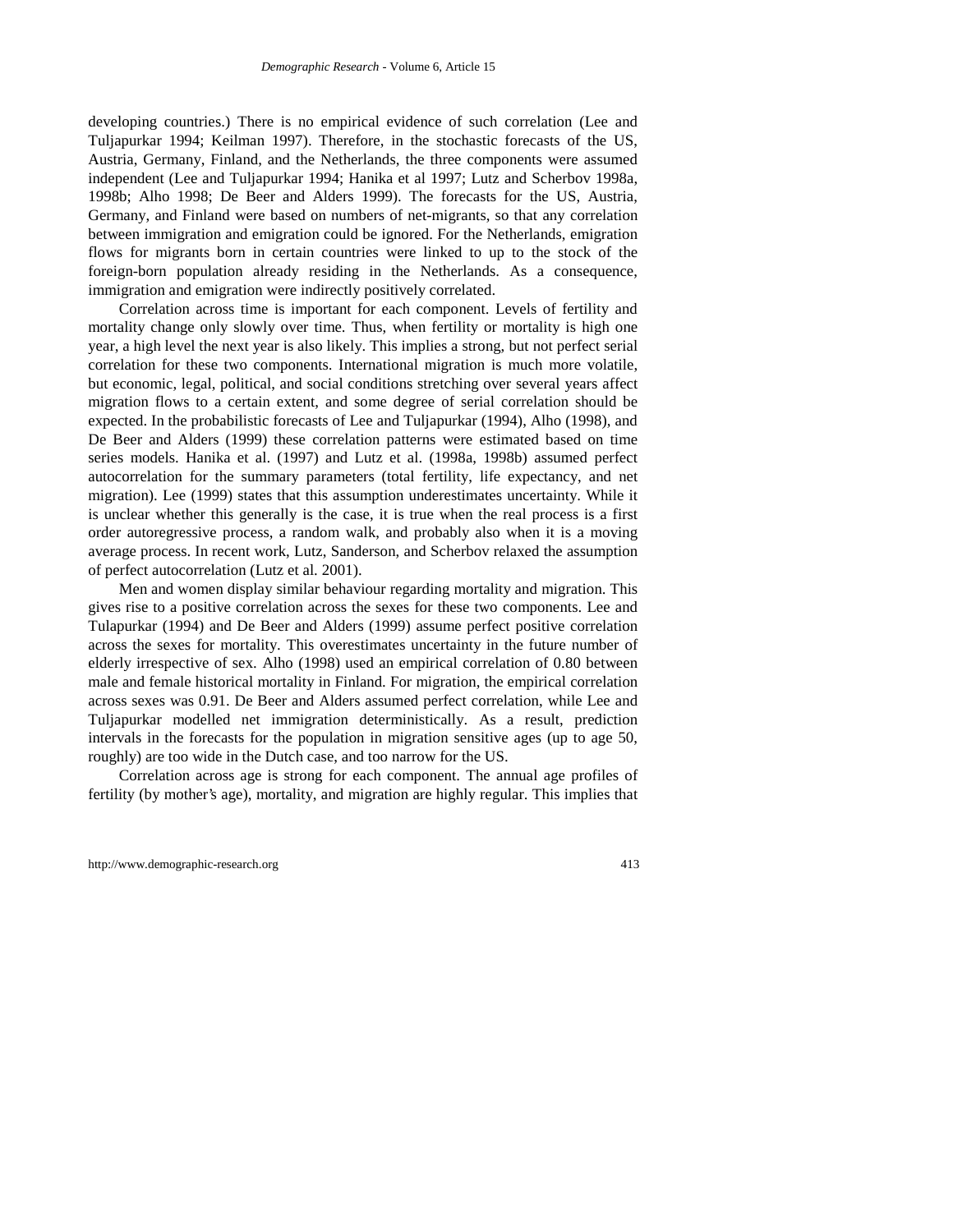developing countries.) There is no empirical evidence of such correlation (Lee and Tuljapurkar 1994; Keilman 1997). Therefore, in the stochastic forecasts of the US, Austria, Germany, Finland, and the Netherlands, the three components were assumed independent (Lee and Tuljapurkar 1994; Hanika et al 1997; Lutz and Scherbov 1998a, 1998b; Alho 1998; De Beer and Alders 1999). The forecasts for the US, Austria, Germany, and Finland were based on numbers of net-migrants, so that any correlation between immigration and emigration could be ignored. For the Netherlands, emigration flows for migrants born in certain countries were linked to up to the stock of the foreign-born population already residing in the Netherlands. As a consequence, immigration and emigration were indirectly positively correlated.

Correlation across time is important for each component. Levels of fertility and mortality change only slowly over time. Thus, when fertility or mortality is high one year, a high level the next year is also likely. This implies a strong, but not perfect serial correlation for these two components. International migration is much more volatile, but economic, legal, political, and social conditions stretching over several years affect migration flows to a certain extent, and some degree of serial correlation should be expected. In the probabilistic forecasts of Lee and Tuljapurkar (1994), Alho (1998), and De Beer and Alders (1999) these correlation patterns were estimated based on time series models. Hanika et al. (1997) and Lutz et al. (1998a, 1998b) assumed perfect autocorrelation for the summary parameters (total fertility, life expectancy, and net migration). Lee (1999) states that this assumption underestimates uncertainty. While it is unclear whether this generally is the case, it is true when the real process is a first order autoregressive process, a random walk, and probably also when it is a moving average process. In recent work, Lutz, Sanderson, and Scherbov relaxed the assumption of perfect autocorrelation (Lutz et al. 2001).

Men and women display similar behaviour regarding mortality and migration. This gives rise to a positive correlation across the sexes for these two components. Lee and Tulapurkar (1994) and De Beer and Alders (1999) assume perfect positive correlation across the sexes for mortality. This overestimates uncertainty in the future number of elderly irrespective of sex. Alho (1998) used an empirical correlation of 0.80 between male and female historical mortality in Finland. For migration, the empirical correlation across sexes was 0.91. De Beer and Alders assumed perfect correlation, while Lee and Tuljapurkar modelled net immigration deterministically. As a result, prediction intervals in the forecasts for the population in migration sensitive ages (up to age 50, roughly) are too wide in the Dutch case, and too narrow for the US.

Correlation across age is strong for each component. The annual age profiles of fertility (by mother's age), mortality, and migration are highly regular. This implies that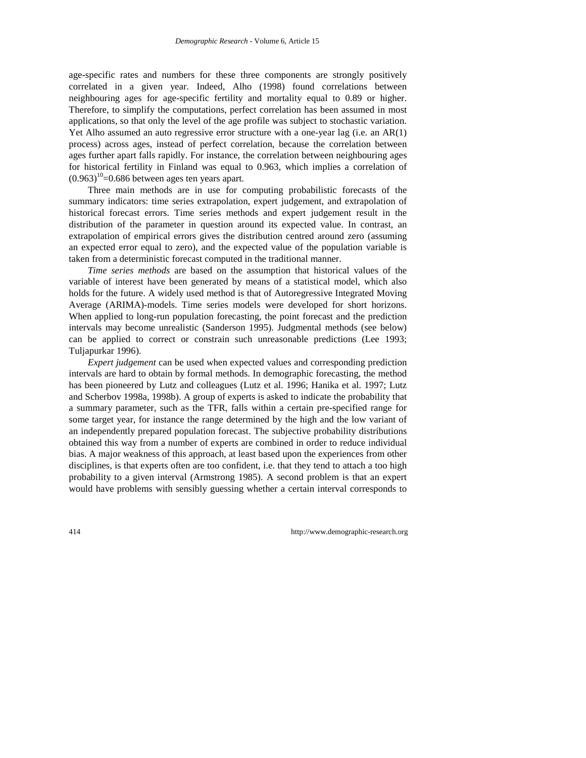age-specific rates and numbers for these three components are strongly positively correlated in a given year. Indeed, Alho (1998) found correlations between neighbouring ages for age-specific fertility and mortality equal to 0.89 or higher. Therefore, to simplify the computations, perfect correlation has been assumed in most applications, so that only the level of the age profile was subject to stochastic variation. Yet Alho assumed an auto regressive error structure with a one-year lag (i.e. an AR(1) process) across ages, instead of perfect correlation, because the correlation between ages further apart falls rapidly. For instance, the correlation between neighbouring ages for historical fertility in Finland was equal to 0.963, which implies a correlation of $(0.963)^{10}=0.686$ between ages ten years apart.

Three main methods are in use for computing probabilistic forecasts of the summary indicators: time series extrapolation, expert judgement, and extrapolation of historical forecast errors. Time series methods and expert judgement result in the distribution of the parameter in question around its expected value. In contrast, an extrapolation of empirical errors gives the distribution centred around zero (assuming an expected error equal to zero), and the expected value of the population variable is taken from a deterministic forecast computed in the traditional manner.

*Time series methods* are based on the assumption that historical values of the variable of interest have been generated by means of a statistical model, which also holds for the future. A widely used method is that of Autoregressive Integrated Moving Average (ARIMA)-models. Time series models were developed for short horizons. When applied to long-run population forecasting, the point forecast and the prediction intervals may become unrealistic (Sanderson 1995). Judgmental methods (see below) can be applied to correct or constrain such unreasonable predictions (Lee 1993; Tuljapurkar 1996).

*Expert judgement* can be used when expected values and corresponding prediction intervals are hard to obtain by formal methods. In demographic forecasting, the method has been pioneered by Lutz and colleagues (Lutz et al. 1996; Hanika et al. 1997; Lutz and Scherbov 1998a, 1998b). A group of experts is asked to indicate the probability that a summary parameter, such as the TFR, falls within a certain pre-specified range for some target year, for instance the range determined by the high and the low variant of an independently prepared population forecast. The subjective probability distributions obtained this way from a number of experts are combined in order to reduce individual bias. A major weakness of this approach, at least based upon the experiences from other disciplines, is that experts often are too confident, i.e. that they tend to attach a too high probability to a given interval (Armstrong 1985). A second problem is that an expert would have problems with sensibly guessing whether a certain interval corresponds to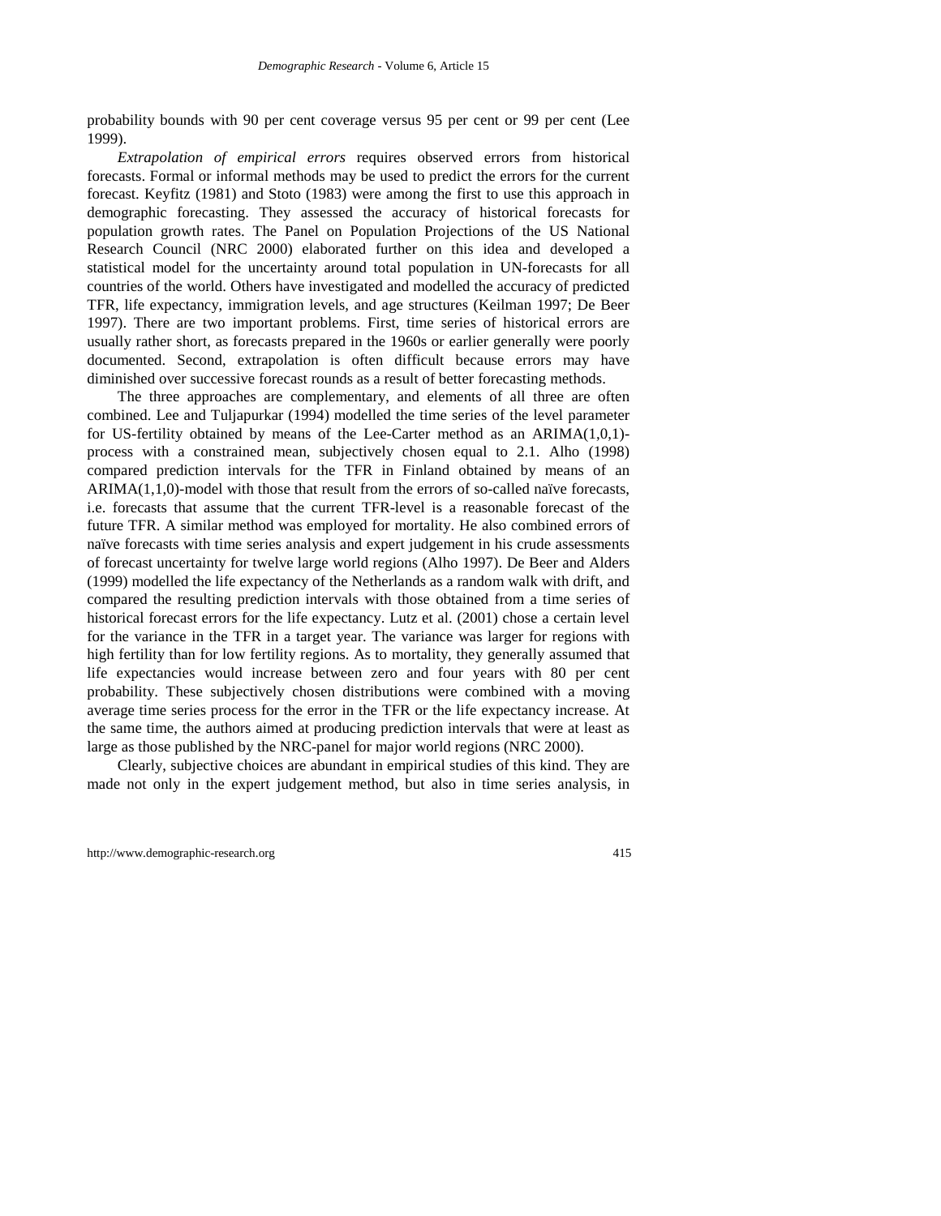probability bounds with 90 per cent coverage versus 95 per cent or 99 per cent (Lee 1999).

*Extrapolation of empirical errors* requires observed errors from historical forecasts. Formal or informal methods may be used to predict the errors for the current forecast. Keyfitz (1981) and Stoto (1983) were among the first to use this approach in demographic forecasting. They assessed the accuracy of historical forecasts for population growth rates. The Panel on Population Projections of the US National Research Council (NRC 2000) elaborated further on this idea and developed a statistical model for the uncertainty around total population in UN-forecasts for all countries of the world. Others have investigated and modelled the accuracy of predicted TFR, life expectancy, immigration levels, and age structures (Keilman 1997; De Beer 1997). There are two important problems. First, time series of historical errors are usually rather short, as forecasts prepared in the 1960s or earlier generally were poorly documented. Second, extrapolation is often difficult because errors may have diminished over successive forecast rounds as a result of better forecasting methods.

The three approaches are complementary, and elements of all three are often combined. Lee and Tuljapurkar (1994) modelled the time series of the level parameter for US-fertility obtained by means of the Lee-Carter method as an ARIMA(1,0,1)-process with a constrained mean, subjectively chosen equal to 2.1. Alho (1998) compared prediction intervals for the TFR in Finland obtained by means of an ARIMA(1,1,0)-model with those that result from the errors of so-called naïve forecasts, i.e. forecasts that assume that the current TFR-level is a reasonable forecast of the future TFR. A similar method was employed for mortality. He also combined errors of naïve forecasts with time series analysis and expert judgement in his crude assessments of forecast uncertainty for twelve large world regions (Alho 1997). De Beer and Alders (1999) modelled the life expectancy of the Netherlands as a random walk with drift, and compared the resulting prediction intervals with those obtained from a time series of historical forecast errors for the life expectancy. Lutz et al. (2001) chose a certain level for the variance in the TFR in a target year. The variance was larger for regions with high fertility than for low fertility regions. As to mortality, they generally assumed that life expectancies would increase between zero and four years with 80 per cent probability. These subjectively chosen distributions were combined with a moving average time series process for the error in the TFR or the life expectancy increase. At the same time, the authors aimed at producing prediction intervals that were at least as large as those published by the NRC-panel for major world regions (NRC 2000).

Clearly, subjective choices are abundant in empirical studies of this kind. They are made not only in the expert judgement method, but also in time series analysis, in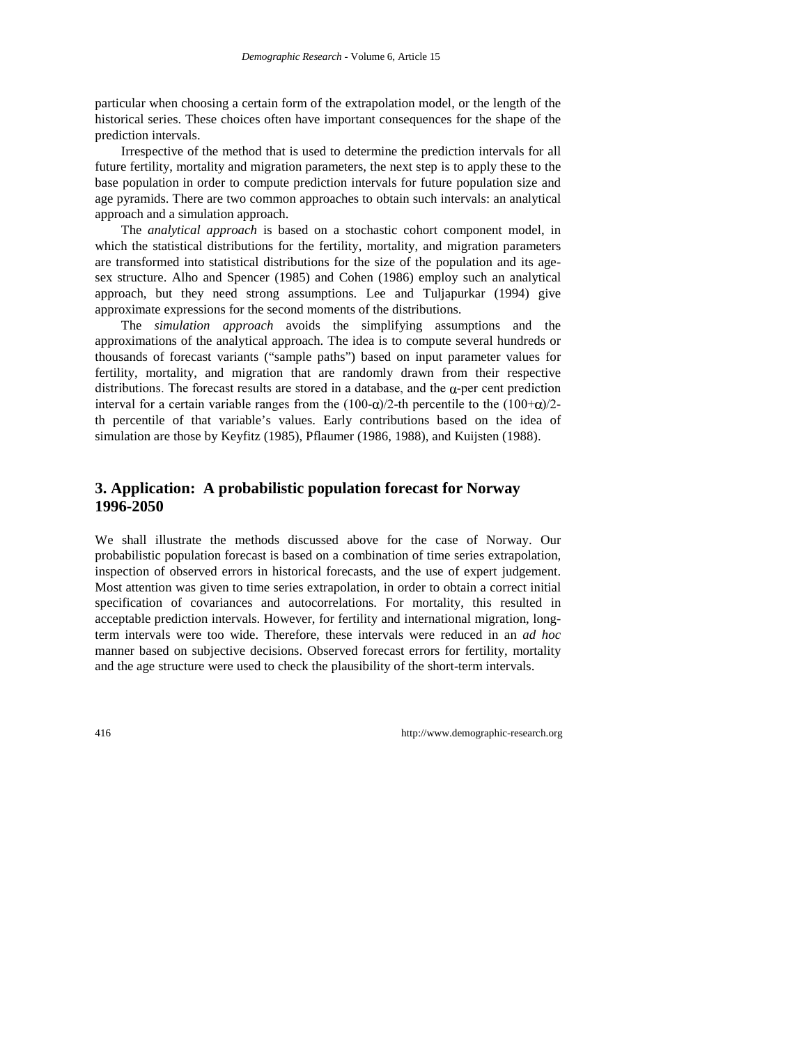particular when choosing a certain form of the extrapolation model, or the length of the historical series. These choices often have important consequences for the shape of the prediction intervals.

Irrespective of the method that is used to determine the prediction intervals for all future fertility, mortality and migration parameters, the next step is to apply these to the base population in order to compute prediction intervals for future population size and age pyramids. There are two common approaches to obtain such intervals: an analytical approach and a simulation approach.

The *analytical approach* is based on a stochastic cohort component model, in which the statistical distributions for the fertility, mortality, and migration parameters are transformed into statistical distributions for the size of the population and its age-sex structure. Alho and Spencer (1985) and Cohen (1986) employ such an analytical approach, but they need strong assumptions. Lee and Tuljapurkar (1994) give approximate expressions for the second moments of the distributions.

The *simulation approach* avoids the simplifying assumptions and the approximations of the analytical approach. The idea is to compute several hundreds or thousands of forecast variants ("sample paths") based on input parameter values for fertility, mortality, and migration that are randomly drawn from their respective distributions. The forecast results are stored in a database, and the $\alpha$-per cent prediction interval for a certain variable ranges from the $(100-\alpha)/2$-th percentile to the $(100+\alpha)/2$-th percentile of that variable's values. Early contributions based on the idea of simulation are those by Keyfitz (1985), Pflaumer (1986, 1988), and Kuijsten (1988).

## 3. Application: A probabilistic population forecast for Norway 1996-2050

We shall illustrate the methods discussed above for the case of Norway. Our probabilistic population forecast is based on a combination of time series extrapolation, inspection of observed errors in historical forecasts, and the use of expert judgement. Most attention was given to time series extrapolation, in order to obtain a correct initial specification of covariances and autocorrelations. For mortality, this resulted in acceptable prediction intervals. However, for fertility and international migration, long-term intervals were too wide. Therefore, these intervals were reduced in an *ad hoc* manner based on subjective decisions. Observed forecast errors for fertility, mortality and the age structure were used to check the plausibility of the short-term intervals.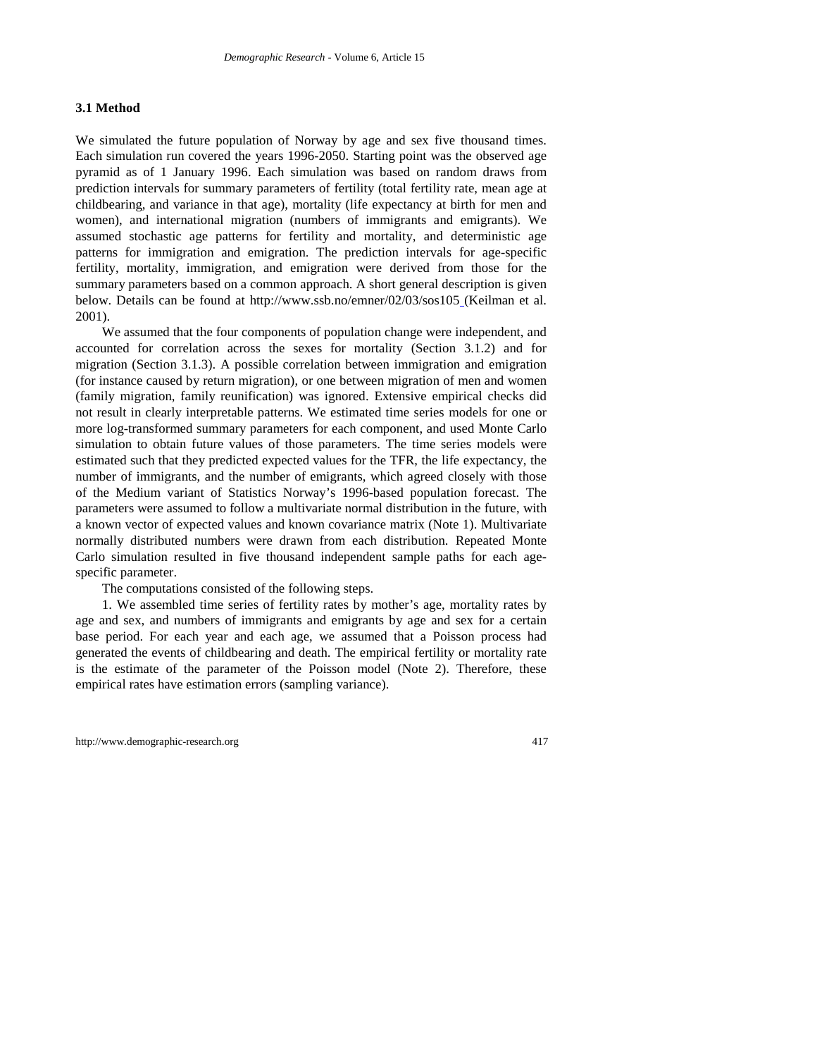### 3.1 Method

We simulated the future population of Norway by age and sex five thousand times. Each simulation run covered the years 1996-2050. Starting point was the observed age pyramid as of 1 January 1996. Each simulation was based on random draws from prediction intervals for summary parameters of fertility (total fertility rate, mean age at childbearing, and variance in that age), mortality (life expectancy at birth for men and women), and international migration (numbers of immigrants and emigrants). We assumed stochastic age patterns for fertility and mortality, and deterministic age patterns for immigration and emigration. The prediction intervals for age-specific fertility, mortality, immigration, and emigration were derived from those for the summary parameters based on a common approach. A short general description is given below. Details can be found at http://www.ssb.no/emner/02/03/sos105 (Keilman et al. 2001).

We assumed that the four components of population change were independent, and accounted for correlation across the sexes for mortality (Section 3.1.2) and for migration (Section 3.1.3). A possible correlation between immigration and emigration (for instance caused by return migration), or one between migration of men and women (family migration, family reunification) was ignored. Extensive empirical checks did not result in clearly interpretable patterns. We estimated time series models for one or more log-transformed summary parameters for each component, and used Monte Carlo simulation to obtain future values of those parameters. The time series models were estimated such that they predicted expected values for the TFR, the life expectancy, the number of immigrants, and the number of emigrants, which agreed closely with those of the Medium variant of Statistics Norway's 1996-based population forecast. The parameters were assumed to follow a multivariate normal distribution in the future, with a known vector of expected values and known covariance matrix (Note 1). Multivariate normally distributed numbers were drawn from each distribution. Repeated Monte Carlo simulation resulted in five thousand independent sample paths for each age-specific parameter.

The computations consisted of the following steps.

1. We assembled time series of fertility rates by mother's age, mortality rates by age and sex, and numbers of immigrants and emigrants by age and sex for a certain base period. For each year and each age, we assumed that a Poisson process had generated the events of childbearing and death. The empirical fertility or mortality rate is the estimate of the parameter of the Poisson model (Note 2). Therefore, these empirical rates have estimation errors (sampling variance).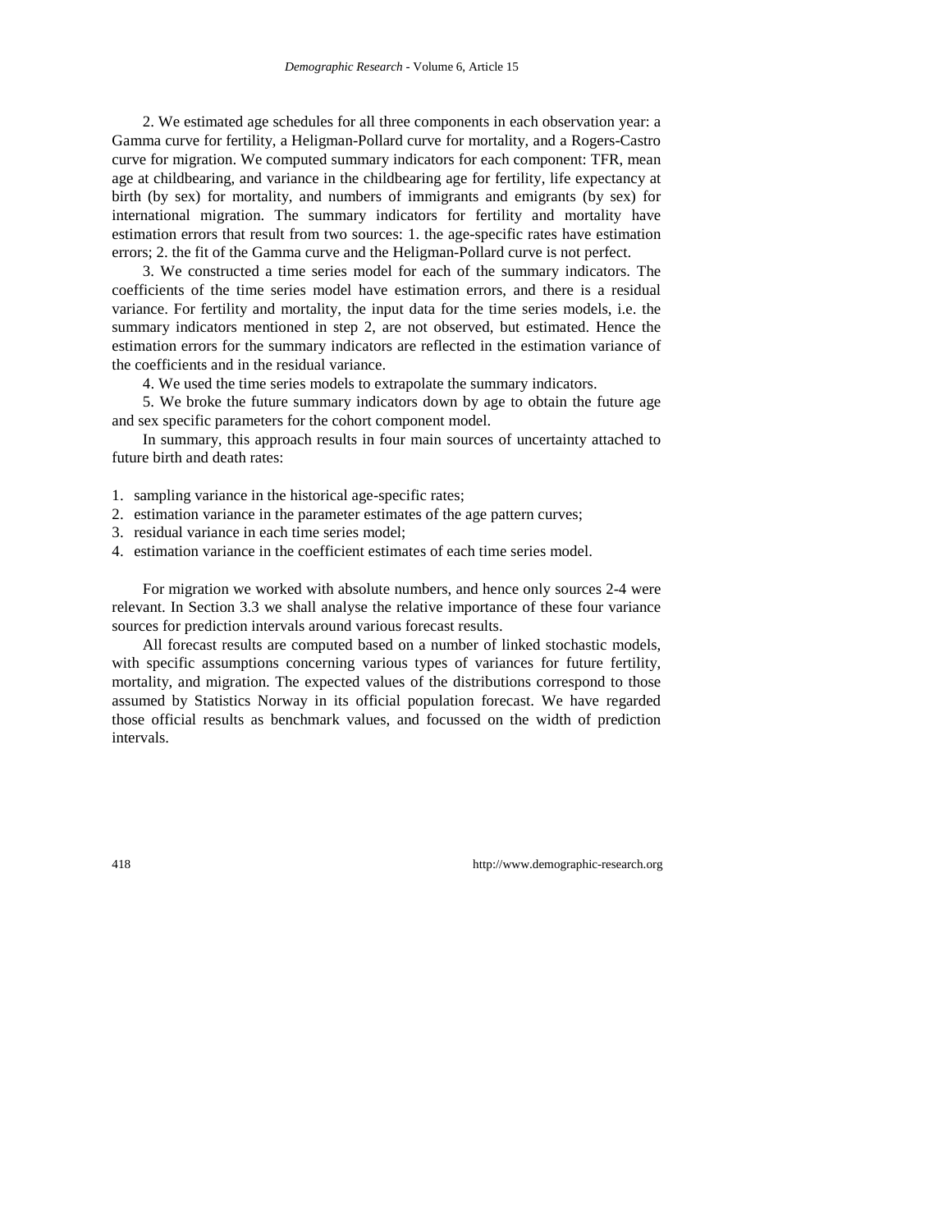2. We estimated age schedules for all three components in each observation year: a Gamma curve for fertility, a Heligman-Pollard curve for mortality, and a Rogers-Castro curve for migration. We computed summary indicators for each component: TFR, mean age at childbearing, and variance in the childbearing age for fertility, life expectancy at birth (by sex) for mortality, and numbers of immigrants and emigrants (by sex) for international migration. The summary indicators for fertility and mortality have estimation errors that result from two sources: 1. the age-specific rates have estimation errors; 2. the fit of the Gamma curve and the Heligman-Pollard curve is not perfect.

3. We constructed a time series model for each of the summary indicators. The coefficients of the time series model have estimation errors, and there is a residual variance. For fertility and mortality, the input data for the time series models, i.e. the summary indicators mentioned in step 2, are not observed, but estimated. Hence the estimation errors for the summary indicators are reflected in the estimation variance of the coefficients and in the residual variance.

4. We used the time series models to extrapolate the summary indicators.

5. We broke the future summary indicators down by age to obtain the future age and sex specific parameters for the cohort component model.

In summary, this approach results in four main sources of uncertainty attached to future birth and death rates:

1. sampling variance in the historical age-specific rates;
2. estimation variance in the parameter estimates of the age pattern curves;
3. residual variance in each time series model;
4. estimation variance in the coefficient estimates of each time series model.

For migration we worked with absolute numbers, and hence only sources 2-4 were relevant. In Section 3.3 we shall analyse the relative importance of these four variance sources for prediction intervals around various forecast results.

All forecast results are computed based on a number of linked stochastic models, with specific assumptions concerning various types of variances for future fertility, mortality, and migration. The expected values of the distributions correspond to those assumed by Statistics Norway in its official population forecast. We have regarded those official results as benchmark values, and focussed on the width of prediction intervals.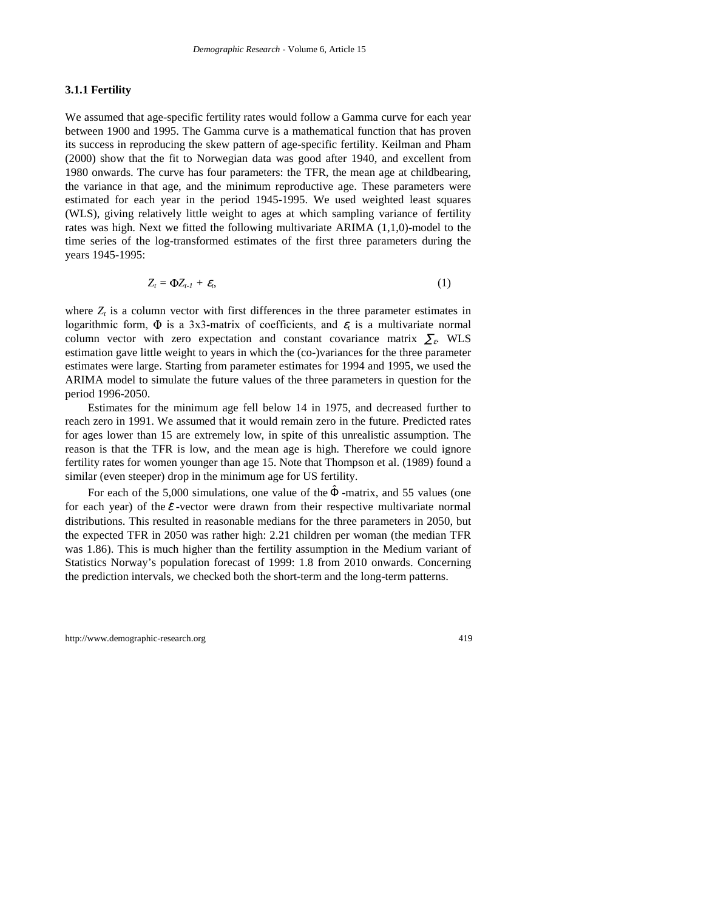### 3.1.1 Fertility

We assumed that age-specific fertility rates would follow a Gamma curve for each year between 1900 and 1995. The Gamma curve is a mathematical function that has proven its success in reproducing the skew pattern of age-specific fertility. Keilman and Pham (2000) show that the fit to Norwegian data was good after 1940, and excellent from 1980 onwards. The curve has four parameters: the TFR, the mean age at childbearing, the variance in that age, and the minimum reproductive age. These parameters were estimated for each year in the period 1945-1995. We used weighted least squares (WLS), giving relatively little weight to ages at which sampling variance of fertility rates was high. Next we fitted the following multivariate ARIMA (1,1,0)-model to the time series of the log-transformed estimates of the first three parameters during the years 1945-1995:

$$Z_t = \Phi Z_{t-1} + \varepsilon_t, \tag{1}$$

where $Z_t$ is a column vector with first differences in the three parameter estimates in logarithmic form, $\Phi$ is a 3x3-matrix of coefficients, and $\varepsilon_t$ is a multivariate normal column vector with zero expectation and constant covariance matrix $\Sigma_\varepsilon$. WLS estimation gave little weight to years in which the (co-)variances for the three parameter estimates were large. Starting from parameter estimates for 1994 and 1995, we used the ARIMA model to simulate the future values of the three parameters in question for the period 1996-2050.

Estimates for the minimum age fell below 14 in 1975, and decreased further to reach zero in 1991. We assumed that it would remain zero in the future. Predicted rates for ages lower than 15 are extremely low, in spite of this unrealistic assumption. The reason is that the TFR is low, and the mean age is high. Therefore we could ignore fertility rates for women younger than age 15. Note that Thompson et al. (1989) found a similar (even steeper) drop in the minimum age for US fertility.

For each of the 5,000 simulations, one value of the $\hat{\Phi}$-matrix, and 55 values (one for each year) of the $\varepsilon$-vector were drawn from their respective multivariate normal distributions. This resulted in reasonable medians for the three parameters in 2050, but the expected TFR in 2050 was rather high: 2.21 children per woman (the median TFR was 1.86). This is much higher than the fertility assumption in the Medium variant of Statistics Norway's population forecast of 1999: 1.8 from 2010 onwards. Concerning the prediction intervals, we checked both the short-term and the long-term patterns.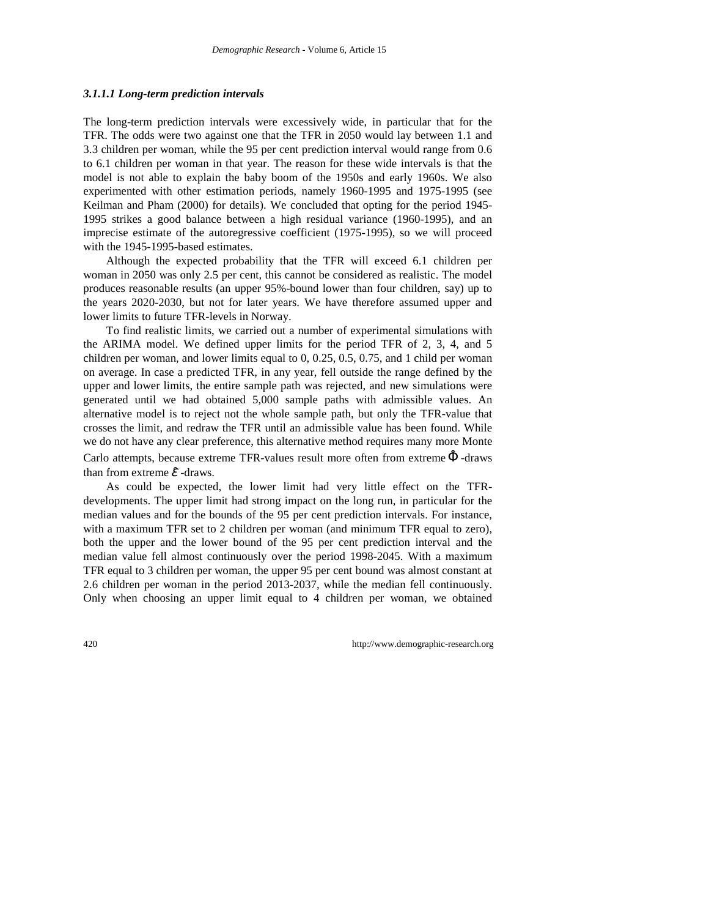#### *3.1.1.1 Long-term prediction intervals*

The long-term prediction intervals were excessively wide, in particular that for the TFR. The odds were two against one that the TFR in 2050 would lay between 1.1 and 3.3 children per woman, while the 95 per cent prediction interval would range from 0.6 to 6.1 children per woman in that year. The reason for these wide intervals is that the model is not able to explain the baby boom of the 1950s and early 1960s. We also experimented with other estimation periods, namely 1960-1995 and 1975-1995 (see Keilman and Pham (2000) for details). We concluded that opting for the period 1945-1995 strikes a good balance between a high residual variance (1960-1995), and an imprecise estimate of the autoregressive coefficient (1975-1995), so we will proceed with the 1945-1995-based estimates.

Although the expected probability that the TFR will exceed 6.1 children per woman in 2050 was only 2.5 per cent, this cannot be considered as realistic. The model produces reasonable results (an upper 95%-bound lower than four children, say) up to the years 2020-2030, but not for later years. We have therefore assumed upper and lower limits to future TFR-levels in Norway.

To find realistic limits, we carried out a number of experimental simulations with the ARIMA model. We defined upper limits for the period TFR of 2, 3, 4, and 5 children per woman, and lower limits equal to 0, 0.25, 0.5, 0.75, and 1 child per woman on average. In case a predicted TFR, in any year, fell outside the range defined by the upper and lower limits, the entire sample path was rejected, and new simulations were generated until we had obtained 5,000 sample paths with admissible values. An alternative model is to reject not the whole sample path, but only the TFR-value that crosses the limit, and redraw the TFR until an admissible value has been found. While we do not have any clear preference, this alternative method requires many more Monte Carlo attempts, because extreme TFR-values result more often from extreme $\hat{\Phi}$-draws than from extreme $\hat{\varepsilon}$-draws.

As could be expected, the lower limit had very little effect on the TFR-developments. The upper limit had strong impact on the long run, in particular for the median values and for the bounds of the 95 per cent prediction intervals. For instance, with a maximum TFR set to 2 children per woman (and minimum TFR equal to zero), both the upper and the lower bound of the 95 per cent prediction interval and the median value fell almost continuously over the period 1998-2045. With a maximum TFR equal to 3 children per woman, the upper 95 per cent bound was almost constant at 2.6 children per woman in the period 2013-2037, while the median fell continuously. Only when choosing an upper limit equal to 4 children per woman, we obtained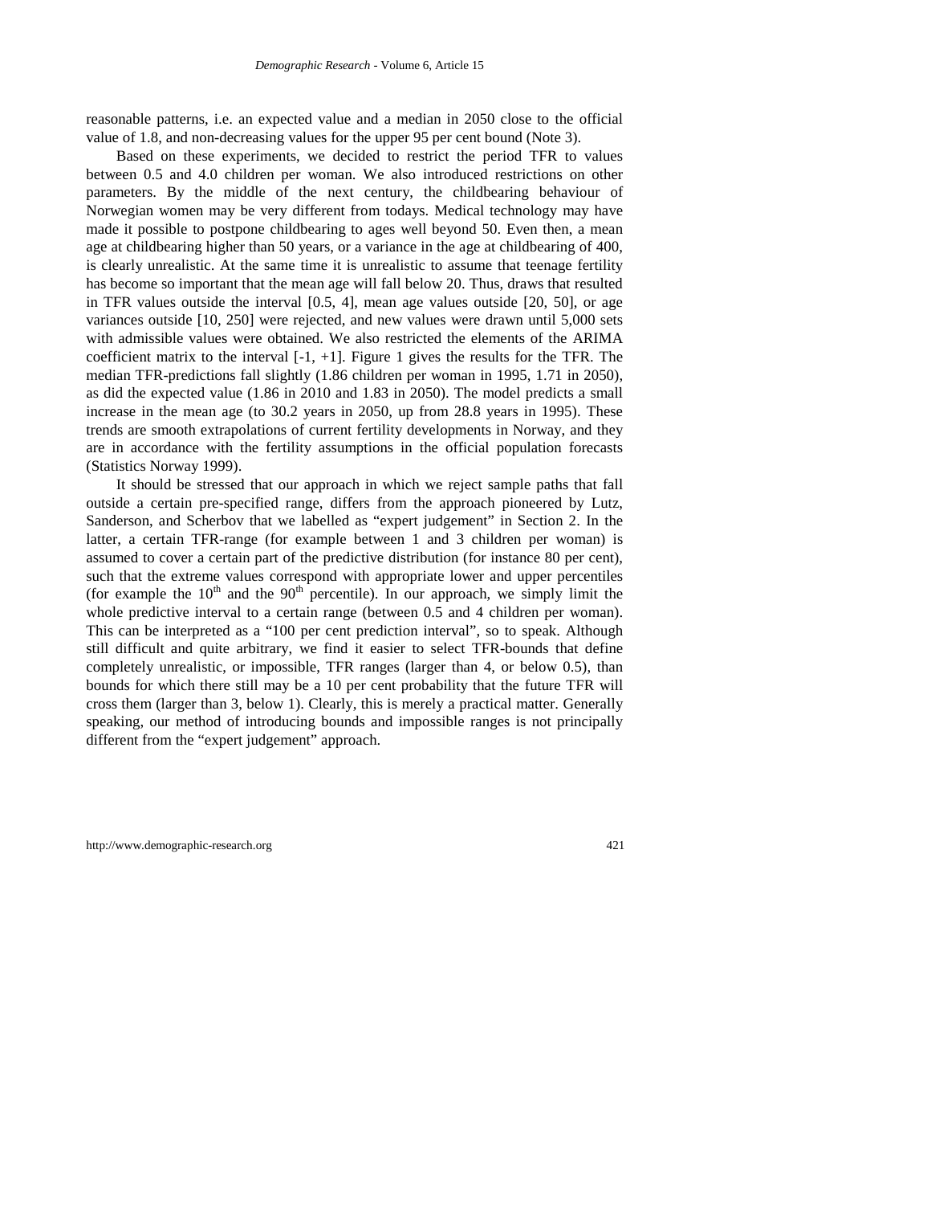reasonable patterns, i.e. an expected value and a median in 2050 close to the official value of 1.8, and non-decreasing values for the upper 95 per cent bound (Note 3).

Based on these experiments, we decided to restrict the period TFR to values between 0.5 and 4.0 children per woman. We also introduced restrictions on other parameters. By the middle of the next century, the childbearing behaviour of Norwegian women may be very different from todays. Medical technology may have made it possible to postpone childbearing to ages well beyond 50. Even then, a mean age at childbearing higher than 50 years, or a variance in the age at childbearing of 400, is clearly unrealistic. At the same time it is unrealistic to assume that teenage fertility has become so important that the mean age will fall below 20. Thus, draws that resulted in TFR values outside the interval [0.5, 4], mean age values outside [20, 50], or age variances outside [10, 250] were rejected, and new values were drawn until 5,000 sets with admissible values were obtained. We also restricted the elements of the ARIMA coefficient matrix to the interval [-1, +1]. Figure 1 gives the results for the TFR. The median TFR-predictions fall slightly (1.86 children per woman in 1995, 1.71 in 2050), as did the expected value (1.86 in 2010 and 1.83 in 2050). The model predicts a small increase in the mean age (to 30.2 years in 2050, up from 28.8 years in 1995). These trends are smooth extrapolations of current fertility developments in Norway, and they are in accordance with the fertility assumptions in the official population forecasts (Statistics Norway 1999).

It should be stressed that our approach in which we reject sample paths that fall outside a certain pre-specified range, differs from the approach pioneered by Lutz, Sanderson, and Scherbov that we labelled as "expert judgement" in Section 2. In the latter, a certain TFR-range (for example between 1 and 3 children per woman) is assumed to cover a certain part of the predictive distribution (for instance 80 per cent), such that the extreme values correspond with appropriate lower and upper percentiles (for example the 10[th] and the 90[th] percentile). In our approach, we simply limit the whole predictive interval to a certain range (between 0.5 and 4 children per woman). This can be interpreted as a "100 per cent prediction interval", so to speak. Although still difficult and quite arbitrary, we find it easier to select TFR-bounds that define completely unrealistic, or impossible, TFR ranges (larger than 4, or below 0.5), than bounds for which there still may be a 10 per cent probability that the future TFR will cross them (larger than 3, below 1). Clearly, this is merely a practical matter. Generally speaking, our method of introducing bounds and impossible ranges is not principally different from the "expert judgement" approach.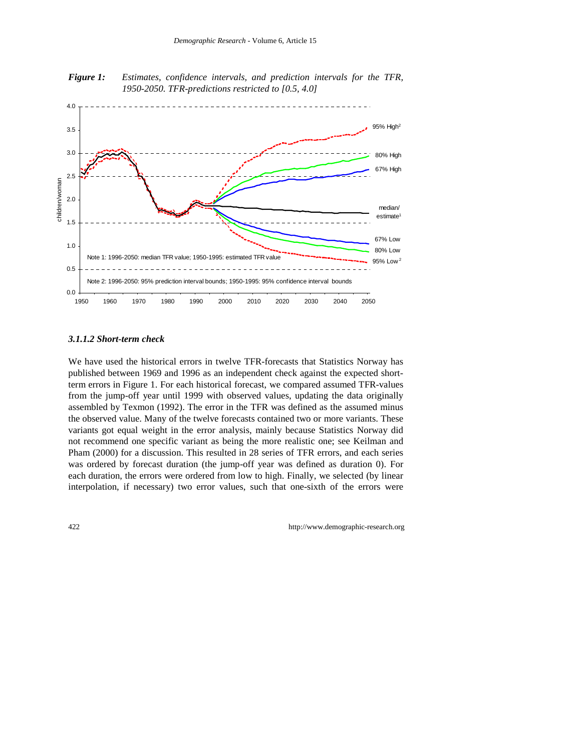*Figure 1: Estimates, confidence intervals, and prediction intervals for the TFR, 1950-2050. TFR-predictions restricted to [0.5, 4.0]*

#### 3.1.1.2 Short-term check

We have used the historical errors in twelve TFR-forecasts that Statistics Norway has published between 1969 and 1996 as an independent check against the expected short-term errors in Figure 1. For each historical forecast, we compared assumed TFR-values from the jump-off year until 1999 with observed values, updating the data originally assembled by Texmon (1992). The error in the TFR was defined as the assumed minus the observed value. Many of the twelve forecasts contained two or more variants. These variants got equal weight in the error analysis, mainly because Statistics Norway did not recommend one specific variant as being the more realistic one; see Keilman and Pham (2000) for a discussion. This resulted in 28 series of TFR errors, and each series was ordered by forecast duration (the jump-off year was defined as duration 0). For each duration, the errors were ordered from low to high. Finally, we selected (by linear interpolation, if necessary) two error values, such that one-sixth of the errors were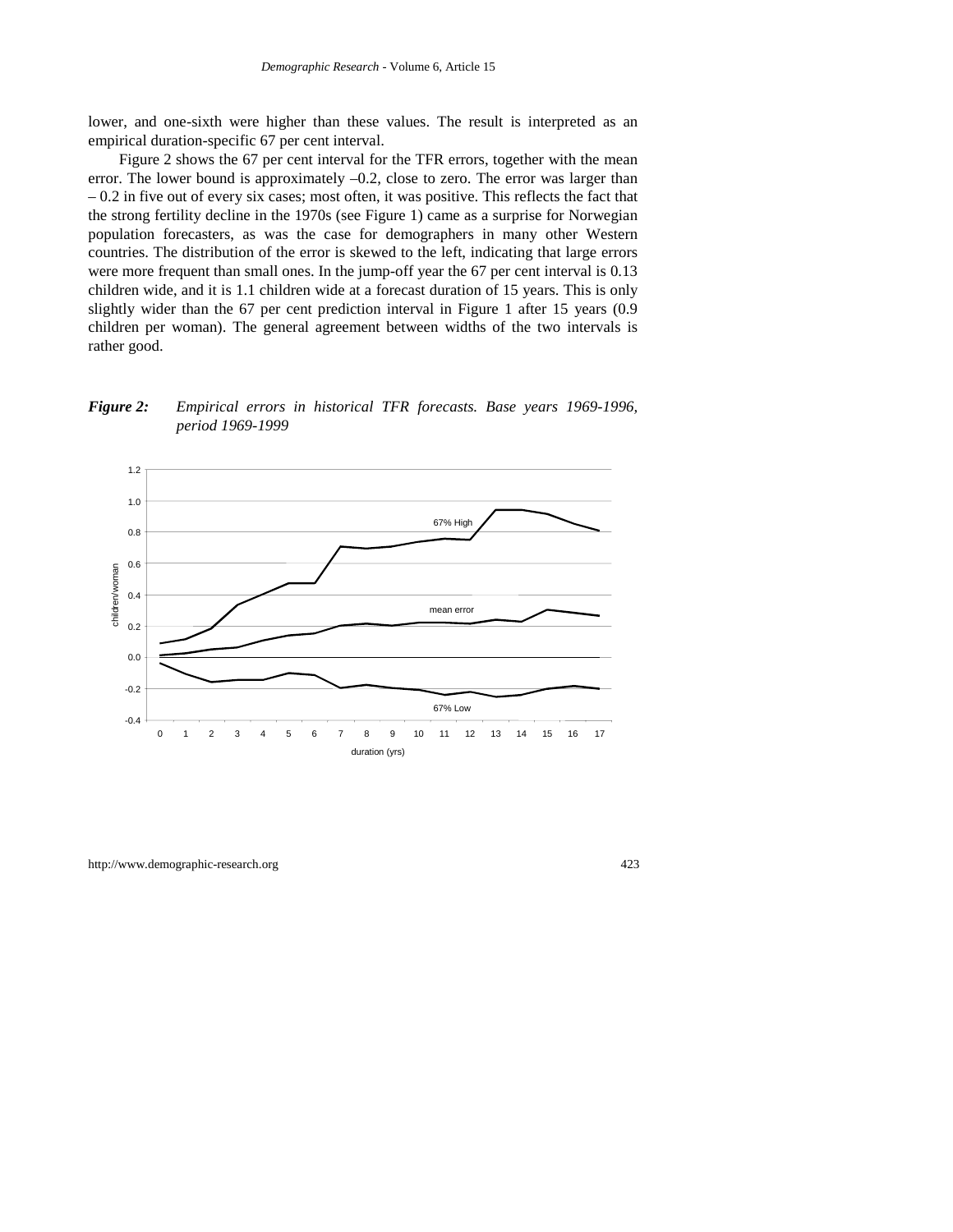lower, and one-sixth were higher than these values. The result is interpreted as an empirical duration-specific 67 per cent interval.

Figure 2 shows the 67 per cent interval for the TFR errors, together with the mean error. The lower bound is approximately –0.2, close to zero. The error was larger than – 0.2 in five out of every six cases; most often, it was positive. This reflects the fact that the strong fertility decline in the 1970s (see Figure 1) came as a surprise for Norwegian population forecasters, as was the case for demographers in many other Western countries. The distribution of the error is skewed to the left, indicating that large errors were more frequent than small ones. In the jump-off year the 67 per cent interval is 0.13 children wide, and it is 1.1 children wide at a forecast duration of 15 years. This is only slightly wider than the 67 per cent prediction interval in Figure 1 after 15 years (0.9 children per woman). The general agreement between widths of the two intervals is rather good.

***Figure 2:*** *Empirical errors in historical TFR forecasts. Base years 1969-1996, period 1969-1999*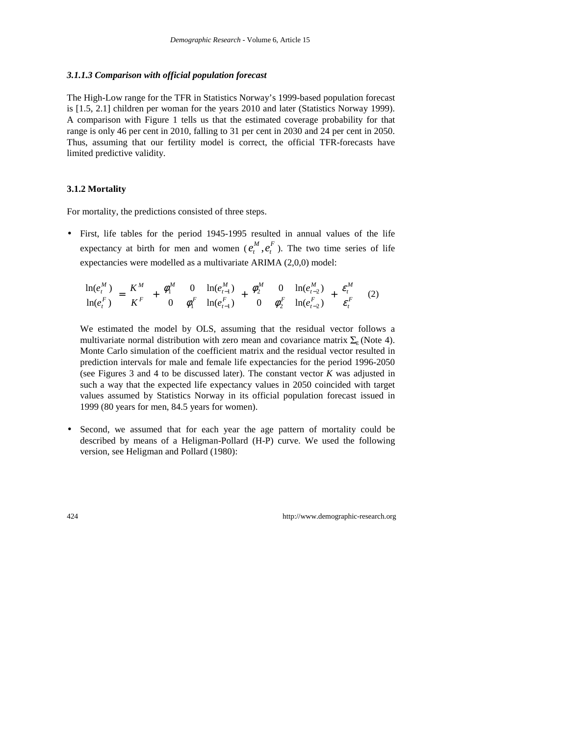#### *3.1.1.3 Comparison with official population forecast*

The High-Low range for the TFR in Statistics Norway's 1999-based population forecast is [1.5, 2.1] children per woman for the years 2010 and later (Statistics Norway 1999). A comparison with Figure 1 tells us that the estimated coverage probability for that range is only 46 per cent in 2010, falling to 31 per cent in 2030 and 24 per cent in 2050. Thus, assuming that our fertility model is correct, the official TFR-forecasts have limited predictive validity.

### 3.1.2 Mortality

For mortality, the predictions consisted of three steps.

- First, life tables for the period 1945-1995 resulted in annual values of the life expectancy at birth for men and women ($e_t^M, e_t^F$). The two time series of life expectancies were modelled as a multivariate ARIMA (2,0,0) model:

$$\begin{pmatrix} \ln(e_t^M) \\ \ln(e_t^F) \end{pmatrix} = \begin{pmatrix} K^M \\ K^F \end{pmatrix} + \begin{pmatrix} \phi_1^M & 0 \\ 0 & \phi_1^F \end{pmatrix} \begin{pmatrix} \ln(e_{t-1}^M) \\ \ln(e_{t-1}^F) \end{pmatrix} + \begin{pmatrix} \phi_2^M & 0 \\ 0 & \phi_2^F \end{pmatrix} \begin{pmatrix} \ln(e_{t-2}^M) \\ \ln(e_{t-2}^F) \end{pmatrix} + \begin{pmatrix} \varepsilon_t^M \\ \varepsilon_t^F \end{pmatrix} \quad (2)$$

  We estimated the model by OLS, assuming that the residual vector follows a multivariate normal distribution with zero mean and covariance matrix $\Sigma_\varepsilon$ (Note 4). Monte Carlo simulation of the coefficient matrix and the residual vector resulted in prediction intervals for male and female life expectancies for the period 1996-2050 (see Figures 3 and 4 to be discussed later). The constant vector $K$ was adjusted in such a way that the expected life expectancy values in 2050 coincided with target values assumed by Statistics Norway in its official population forecast issued in 1999 (80 years for men, 84.5 years for women).

- Second, we assumed that for each year the age pattern of mortality could be described by means of a Heligman-Pollard (H-P) curve. We used the following version, see Heligman and Pollard (1980):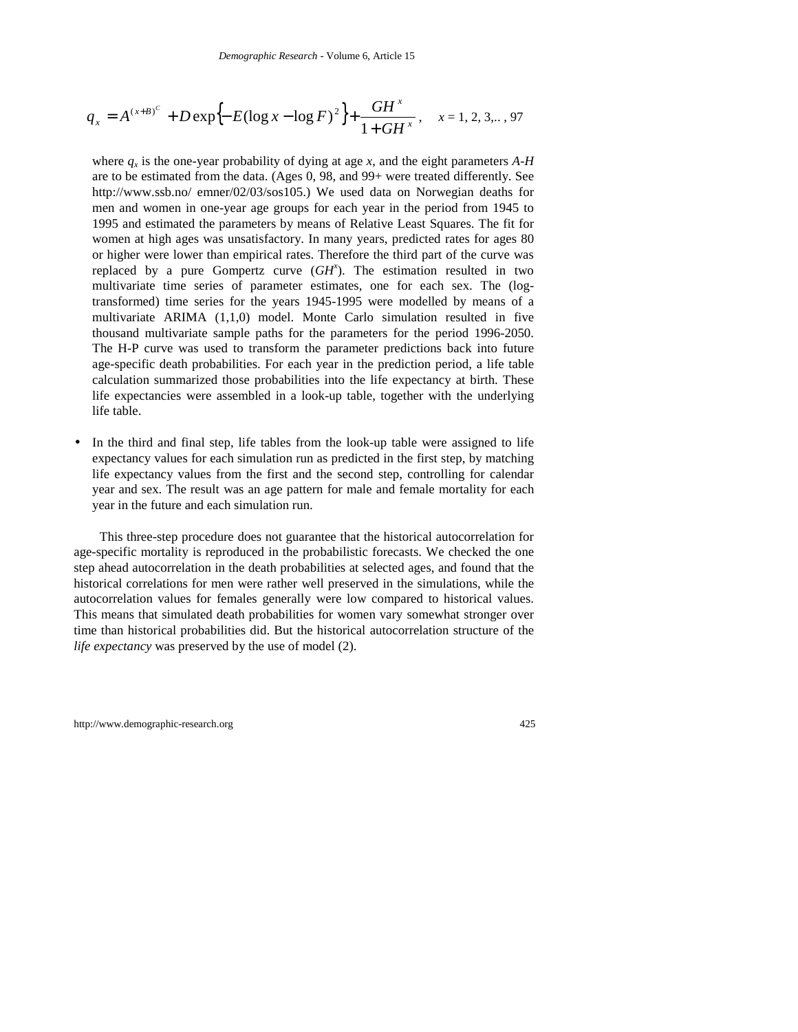$$q_x = A^{(x+B)^C} + D\exp\left\{-E(\log x - \log F)^2\right\} + \frac{GH^x}{1+GH^x}, \quad x = 1, 2, 3,.., 97$$

where $q_x$ is the one-year probability of dying at age $x$, and the eight parameters *A-H* are to be estimated from the data. (Ages 0, 98, and 99+ were treated differently. See http://www.ssb.no/ emner/02/03/sos105.) We used data on Norwegian deaths for men and women in one-year age groups for each year in the period from 1945 to 1995 and estimated the parameters by means of Relative Least Squares. The fit for women at high ages was unsatisfactory. In many years, predicted rates for ages 80 or higher were lower than empirical rates. Therefore the third part of the curve was replaced by a pure Gompertz curve ($GH^x$). The estimation resulted in two multivariate time series of parameter estimates, one for each sex. The (log-transformed) time series for the years 1945-1995 were modelled by means of a multivariate ARIMA (1,1,0) model. Monte Carlo simulation resulted in five thousand multivariate sample paths for the parameters for the period 1996-2050. The H-P curve was used to transform the parameter predictions back into future age-specific death probabilities. For each year in the prediction period, a life table calculation summarized those probabilities into the life expectancy at birth. These life expectancies were assembled in a look-up table, together with the underlying life table.

- In the third and final step, life tables from the look-up table were assigned to life expectancy values for each simulation run as predicted in the first step, by matching life expectancy values from the first and the second step, controlling for calendar year and sex. The result was an age pattern for male and female mortality for each year in the future and each simulation run.

This three-step procedure does not guarantee that the historical autocorrelation for age-specific mortality is reproduced in the probabilistic forecasts. We checked the one step ahead autocorrelation in the death probabilities at selected ages, and found that the historical correlations for men were rather well preserved in the simulations, while the autocorrelation values for females generally were low compared to historical values. This means that simulated death probabilities for women vary somewhat stronger over time than historical probabilities did. But the historical autocorrelation structure of the *life expectancy* was preserved by the use of model (2).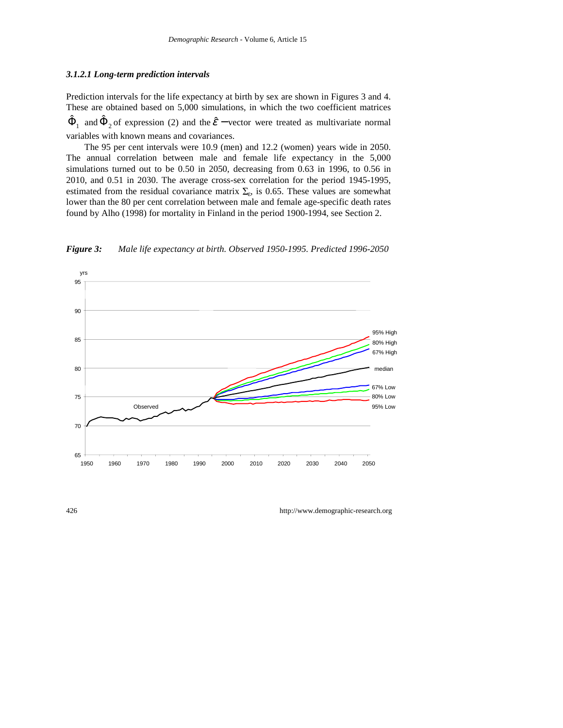#### *3.1.2.1 Long-term prediction intervals*

Prediction intervals for the life expectancy at birth by sex are shown in Figures 3 and 4. These are obtained based on 5,000 simulations, in which the two coefficient matrices $\hat{\Phi}_1$ and $\hat{\Phi}_2$ of expression (2) and the $\hat{\varepsilon}$ −vector were treated as multivariate normal variables with known means and covariances.

The 95 per cent intervals were 10.9 (men) and 12.2 (women) years wide in 2050. The annual correlation between male and female life expectancy in the 5,000 simulations turned out to be 0.50 in 2050, decreasing from 0.63 in 1996, to 0.56 in 2010, and 0.51 in 2030. The average cross-sex correlation for the period 1945-1995, estimated from the residual covariance matrix $\Sigma_\varepsilon$, is 0.65. These values are somewhat lower than the 80 per cent correlation between male and female age-specific death rates found by Alho (1998) for mortality in Finland in the period 1900-1994, see Section 2.

***Figure 3:*** *Male life expectancy at birth. Observed 1950-1995. Predicted 1996-2050*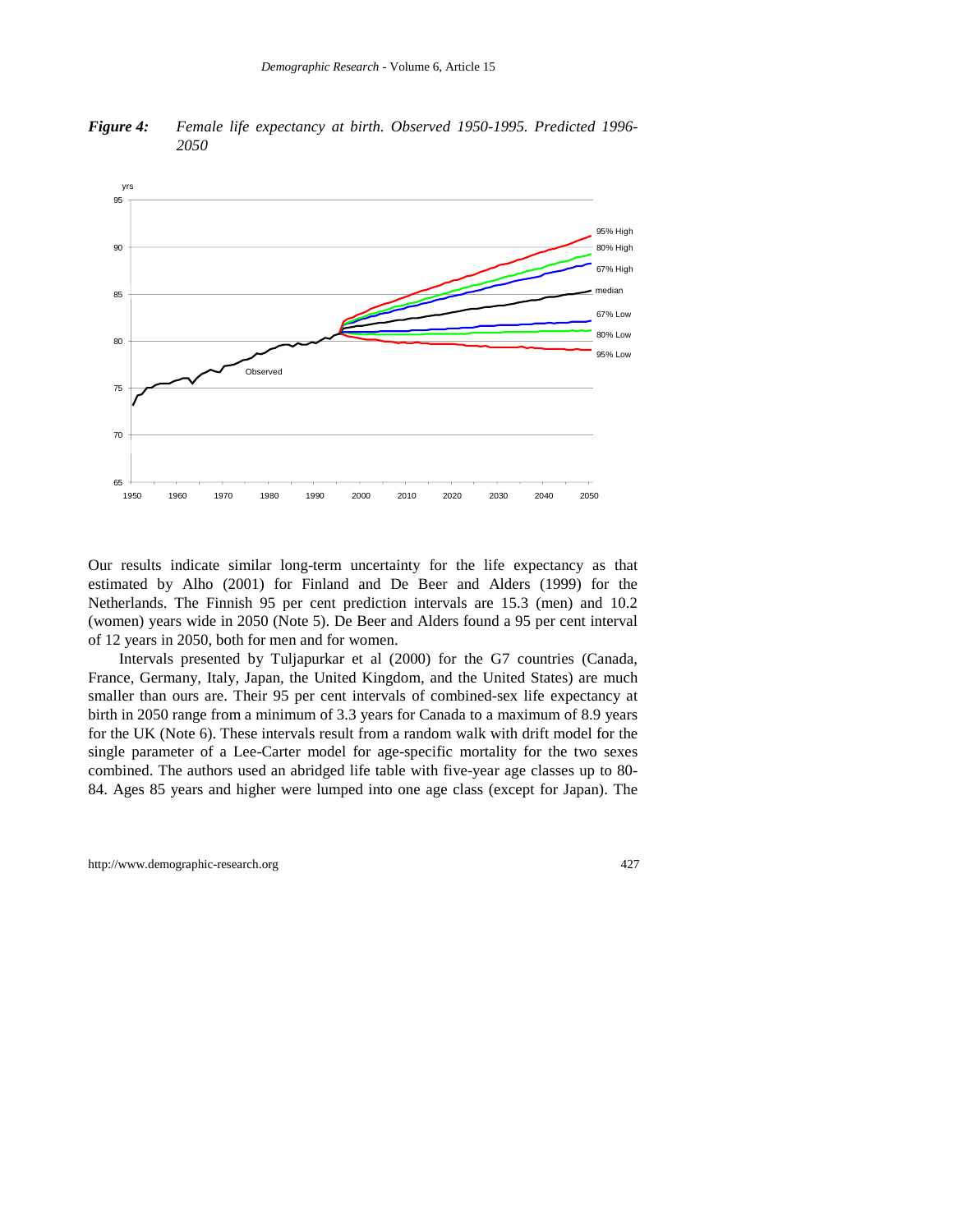*Figure 4: Female life expectancy at birth. Observed 1950-1995. Predicted 1996-2050*

Our results indicate similar long-term uncertainty for the life expectancy as that estimated by Alho (2001) for Finland and De Beer and Alders (1999) for the Netherlands. The Finnish 95 per cent prediction intervals are 15.3 (men) and 10.2 (women) years wide in 2050 (Note 5). De Beer and Alders found a 95 per cent interval of 12 years in 2050, both for men and for women.

Intervals presented by Tuljapurkar et al (2000) for the G7 countries (Canada, France, Germany, Italy, Japan, the United Kingdom, and the United States) are much smaller than ours are. Their 95 per cent intervals of combined-sex life expectancy at birth in 2050 range from a minimum of 3.3 years for Canada to a maximum of 8.9 years for the UK (Note 6). These intervals result from a random walk with drift model for the single parameter of a Lee-Carter model for age-specific mortality for the two sexes combined. The authors used an abridged life table with five-year age classes up to 80-84. Ages 85 years and higher were lumped into one age class (except for Japan). The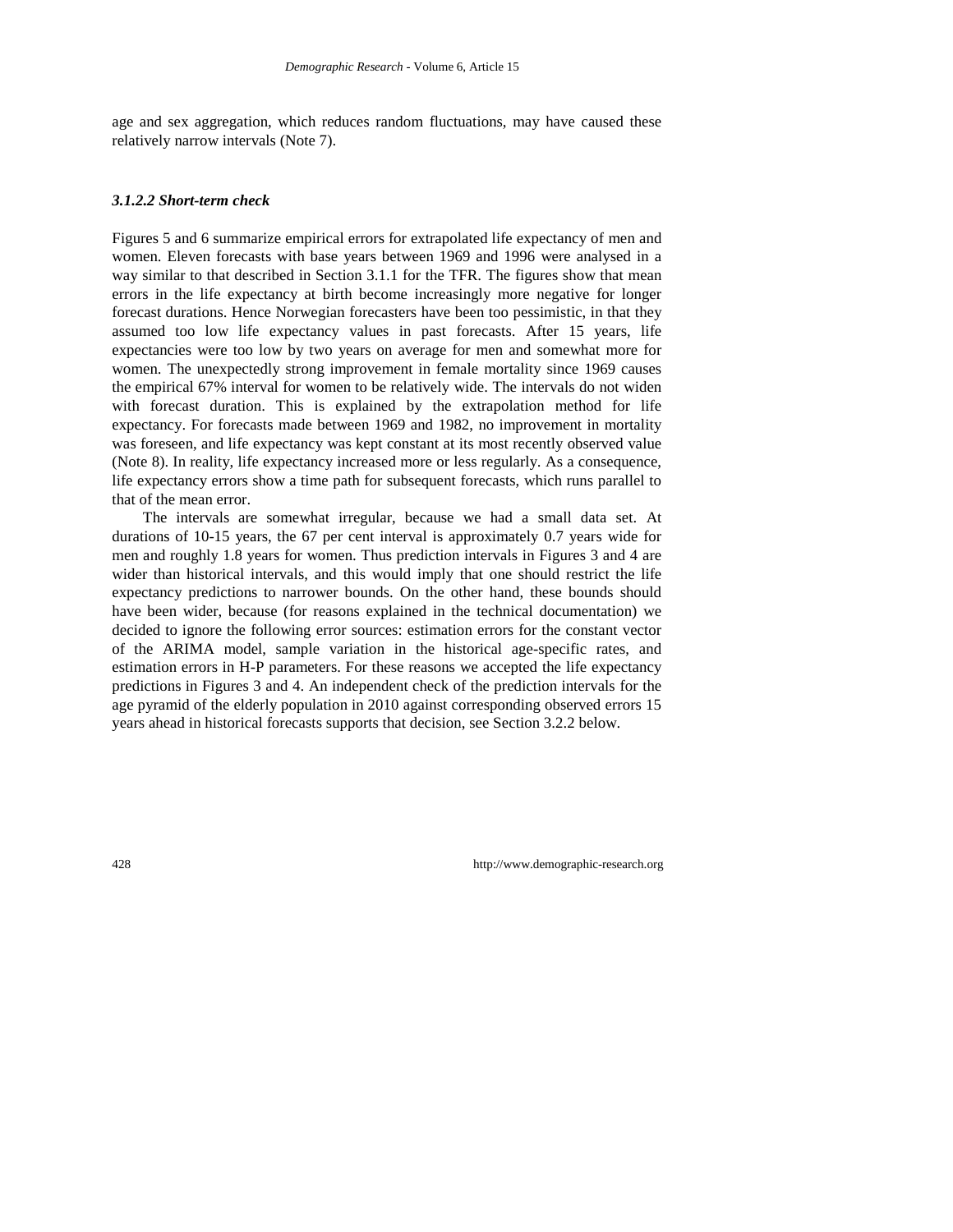age and sex aggregation, which reduces random fluctuations, may have caused these relatively narrow intervals (Note 7).

#### *3.1.2.2 Short-term check*

Figures 5 and 6 summarize empirical errors for extrapolated life expectancy of men and women. Eleven forecasts with base years between 1969 and 1996 were analysed in a way similar to that described in Section 3.1.1 for the TFR. The figures show that mean errors in the life expectancy at birth become increasingly more negative for longer forecast durations. Hence Norwegian forecasters have been too pessimistic, in that they assumed too low life expectancy values in past forecasts. After 15 years, life expectancies were too low by two years on average for men and somewhat more for women. The unexpectedly strong improvement in female mortality since 1969 causes the empirical 67% interval for women to be relatively wide. The intervals do not widen with forecast duration. This is explained by the extrapolation method for life expectancy. For forecasts made between 1969 and 1982, no improvement in mortality was foreseen, and life expectancy was kept constant at its most recently observed value (Note 8). In reality, life expectancy increased more or less regularly. As a consequence, life expectancy errors show a time path for subsequent forecasts, which runs parallel to that of the mean error.

The intervals are somewhat irregular, because we had a small data set. At durations of 10-15 years, the 67 per cent interval is approximately 0.7 years wide for men and roughly 1.8 years for women. Thus prediction intervals in Figures 3 and 4 are wider than historical intervals, and this would imply that one should restrict the life expectancy predictions to narrower bounds. On the other hand, these bounds should have been wider, because (for reasons explained in the technical documentation) we decided to ignore the following error sources: estimation errors for the constant vector of the ARIMA model, sample variation in the historical age-specific rates, and estimation errors in H-P parameters. For these reasons we accepted the life expectancy predictions in Figures 3 and 4. An independent check of the prediction intervals for the age pyramid of the elderly population in 2010 against corresponding observed errors 15 years ahead in historical forecasts supports that decision, see Section 3.2.2 below.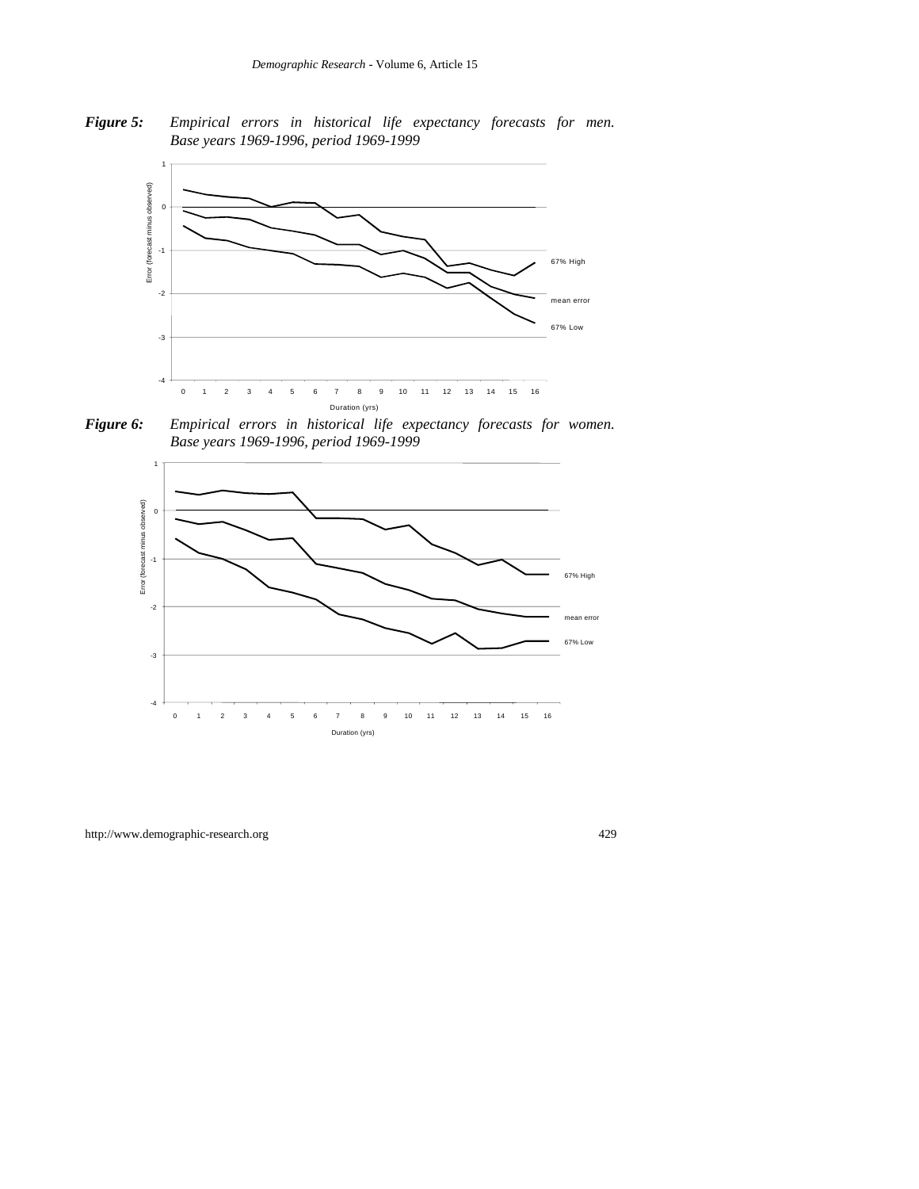***Figure 5:*** *Empirical errors in historical life expectancy forecasts for men. Base years 1969-1996, period 1969-1999*

***Figure 6:*** *Empirical errors in historical life expectancy forecasts for women. Base years 1969-1996, period 1969-1999*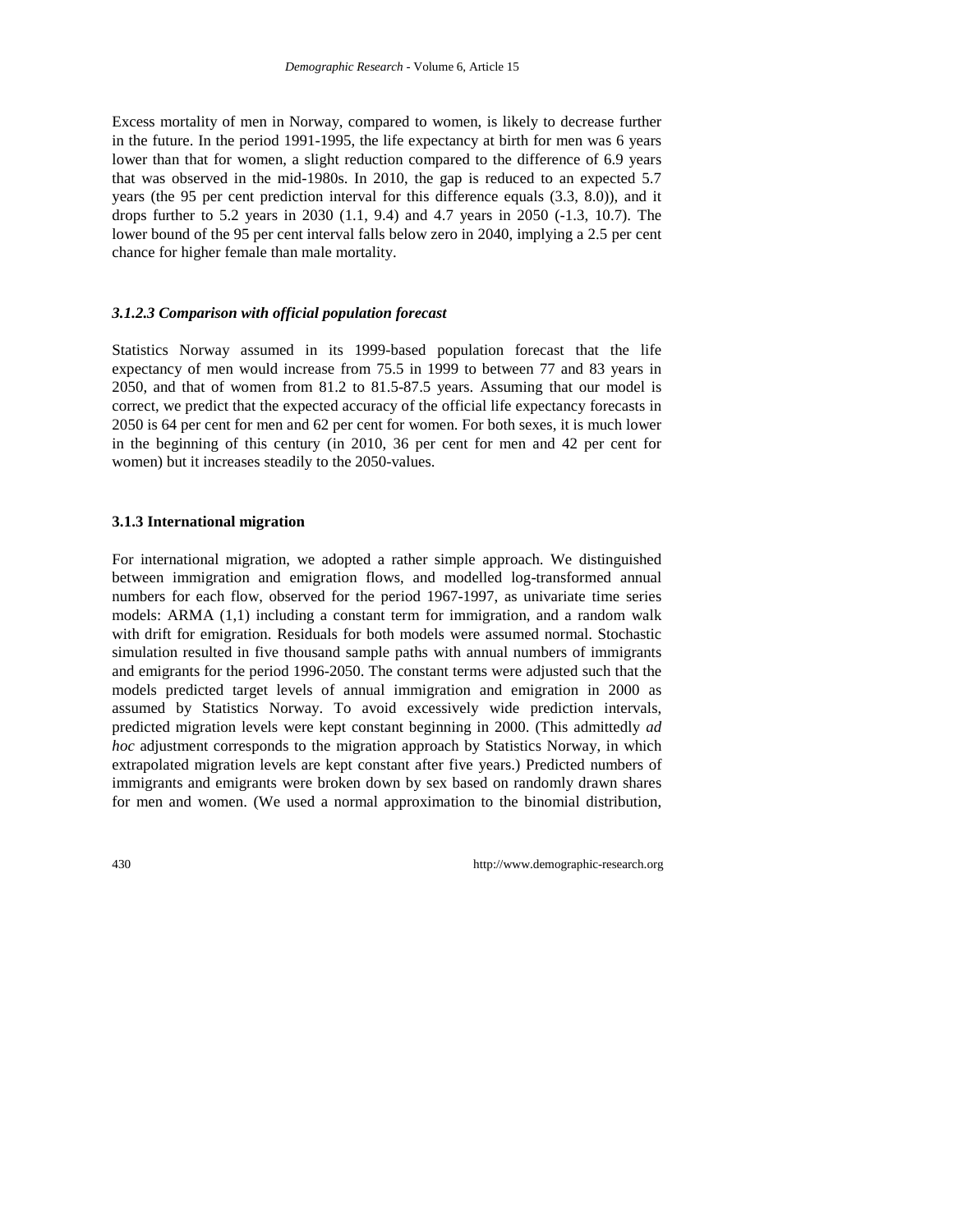Excess mortality of men in Norway, compared to women, is likely to decrease further in the future. In the period 1991-1995, the life expectancy at birth for men was 6 years lower than that for women, a slight reduction compared to the difference of 6.9 years that was observed in the mid-1980s. In 2010, the gap is reduced to an expected 5.7 years (the 95 per cent prediction interval for this difference equals (3.3, 8.0)), and it drops further to 5.2 years in 2030 (1.1, 9.4) and 4.7 years in 2050 (-1.3, 10.7). The lower bound of the 95 per cent interval falls below zero in 2040, implying a 2.5 per cent chance for higher female than male mortality.

#### *3.1.2.3 Comparison with official population forecast*

Statistics Norway assumed in its 1999-based population forecast that the life expectancy of men would increase from 75.5 in 1999 to between 77 and 83 years in 2050, and that of women from 81.2 to 81.5-87.5 years. Assuming that our model is correct, we predict that the expected accuracy of the official life expectancy forecasts in 2050 is 64 per cent for men and 62 per cent for women. For both sexes, it is much lower in the beginning of this century (in 2010, 36 per cent for men and 42 per cent for women) but it increases steadily to the 2050-values.

### 3.1.3 International migration

For international migration, we adopted a rather simple approach. We distinguished between immigration and emigration flows, and modelled log-transformed annual numbers for each flow, observed for the period 1967-1997, as univariate time series models: ARMA (1,1) including a constant term for immigration, and a random walk with drift for emigration. Residuals for both models were assumed normal. Stochastic simulation resulted in five thousand sample paths with annual numbers of immigrants and emigrants for the period 1996-2050. The constant terms were adjusted such that the models predicted target levels of annual immigration and emigration in 2000 as assumed by Statistics Norway. To avoid excessively wide prediction intervals, predicted migration levels were kept constant beginning in 2000. (This admittedly *ad hoc* adjustment corresponds to the migration approach by Statistics Norway, in which extrapolated migration levels are kept constant after five years.) Predicted numbers of immigrants and emigrants were broken down by sex based on randomly drawn shares for men and women. (We used a normal approximation to the binomial distribution,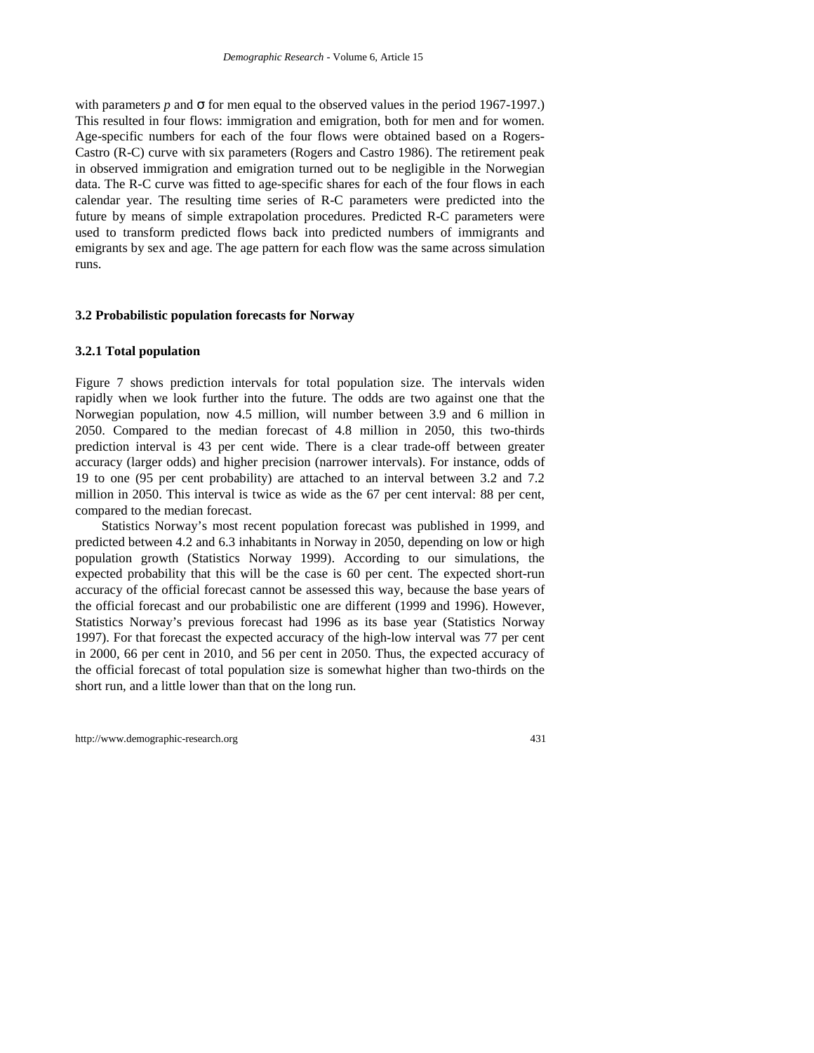with parameters $p$ and $\sigma$ for men equal to the observed values in the period 1967-1997.) This resulted in four flows: immigration and emigration, both for men and for women. Age-specific numbers for each of the four flows were obtained based on a Rogers-Castro (R-C) curve with six parameters (Rogers and Castro 1986). The retirement peak in observed immigration and emigration turned out to be negligible in the Norwegian data. The R-C curve was fitted to age-specific shares for each of the four flows in each calendar year. The resulting time series of R-C parameters were predicted into the future by means of simple extrapolation procedures. Predicted R-C parameters were used to transform predicted flows back into predicted numbers of immigrants and emigrants by sex and age. The age pattern for each flow was the same across simulation runs.

### 3.2 Probabilistic population forecasts for Norway

#### 3.2.1 Total population

Figure 7 shows prediction intervals for total population size. The intervals widen rapidly when we look further into the future. The odds are two against one that the Norwegian population, now 4.5 million, will number between 3.9 and 6 million in 2050. Compared to the median forecast of 4.8 million in 2050, this two-thirds prediction interval is 43 per cent wide. There is a clear trade-off between greater accuracy (larger odds) and higher precision (narrower intervals). For instance, odds of 19 to one (95 per cent probability) are attached to an interval between 3.2 and 7.2 million in 2050. This interval is twice as wide as the 67 per cent interval: 88 per cent, compared to the median forecast.

Statistics Norway's most recent population forecast was published in 1999, and predicted between 4.2 and 6.3 inhabitants in Norway in 2050, depending on low or high population growth (Statistics Norway 1999). According to our simulations, the expected probability that this will be the case is 60 per cent. The expected short-run accuracy of the official forecast cannot be assessed this way, because the base years of the official forecast and our probabilistic one are different (1999 and 1996). However, Statistics Norway's previous forecast had 1996 as its base year (Statistics Norway 1997). For that forecast the expected accuracy of the high-low interval was 77 per cent in 2000, 66 per cent in 2010, and 56 per cent in 2050. Thus, the expected accuracy of the official forecast of total population size is somewhat higher than two-thirds on the short run, and a little lower than that on the long run.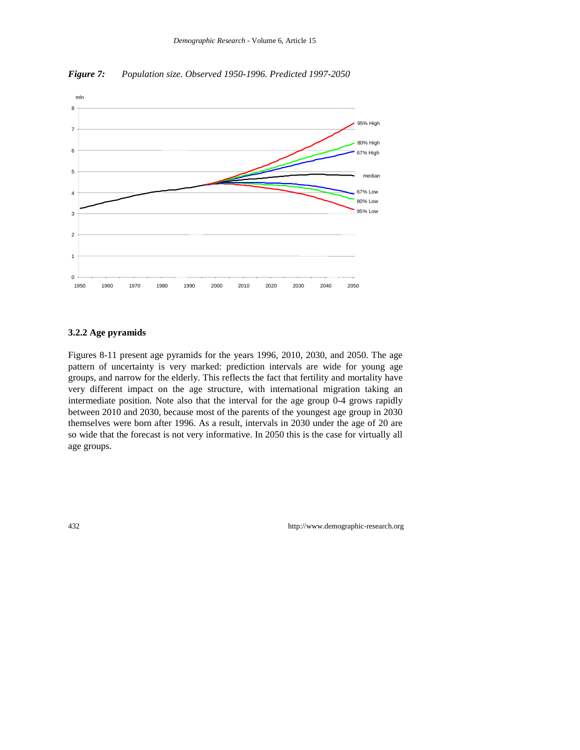*Figure 7: Population size. Observed 1950-1996. Predicted 1997-2050*

### 3.2.2 Age pyramids

Figures 8-11 present age pyramids for the years 1996, 2010, 2030, and 2050. The age pattern of uncertainty is very marked: prediction intervals are wide for young age groups, and narrow for the elderly. This reflects the fact that fertility and mortality have very different impact on the age structure, with international migration taking an intermediate position. Note also that the interval for the age group 0-4 grows rapidly between 2010 and 2030, because most of the parents of the youngest age group in 2030 themselves were born after 1996. As a result, intervals in 2030 under the age of 20 are so wide that the forecast is not very informative. In 2050 this is the case for virtually all age groups.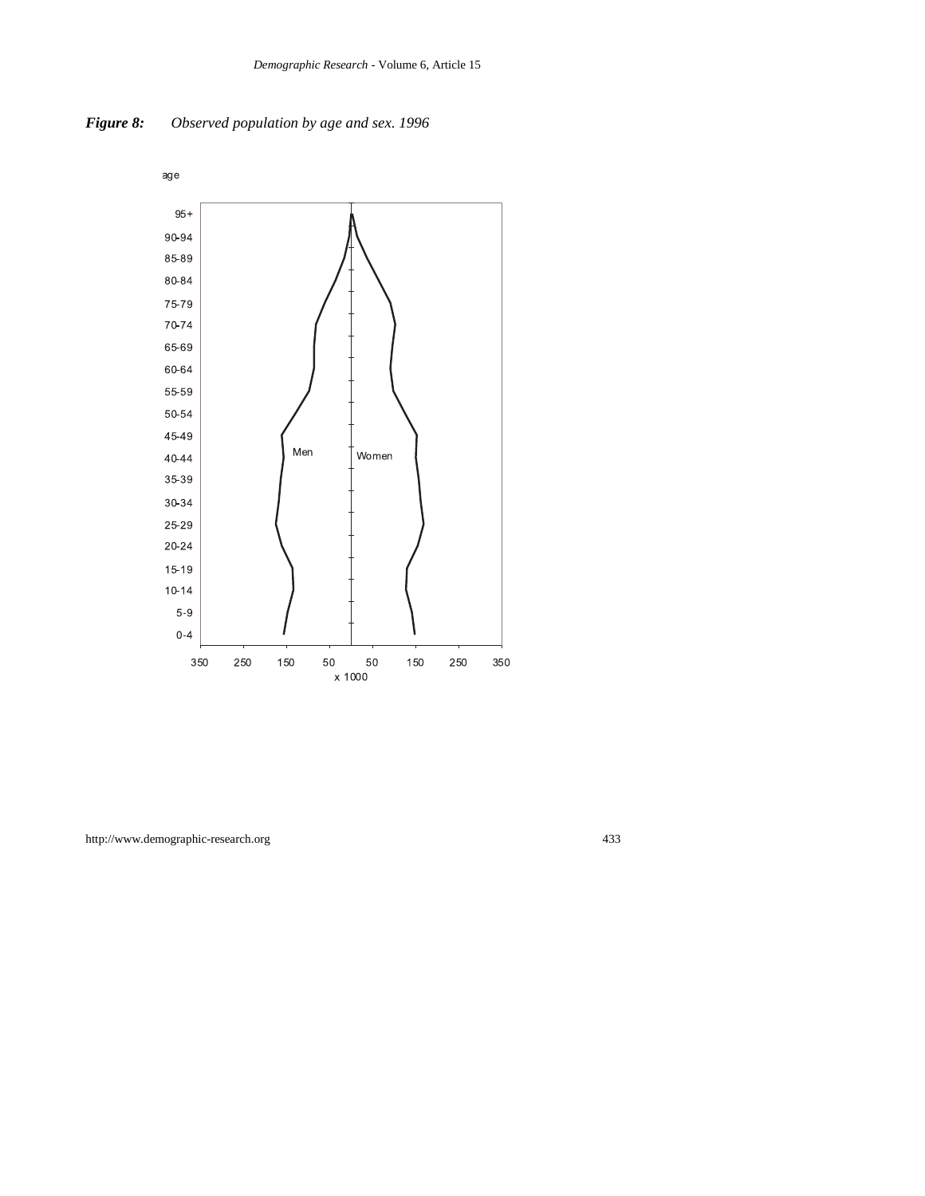***Figure 8:** Observed population by age and sex. 1996*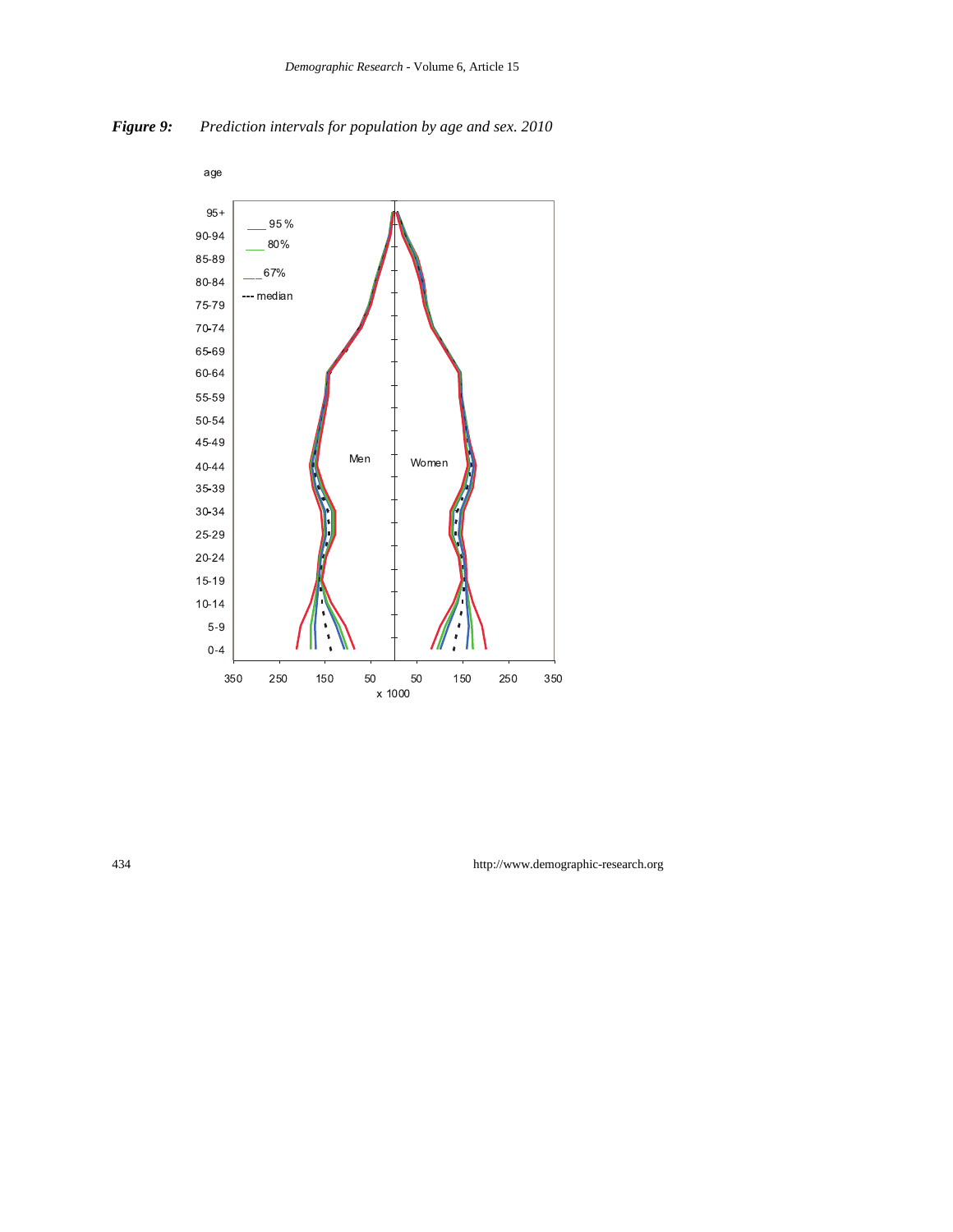**Figure 9:** *Prediction intervals for population by age and sex. 2010*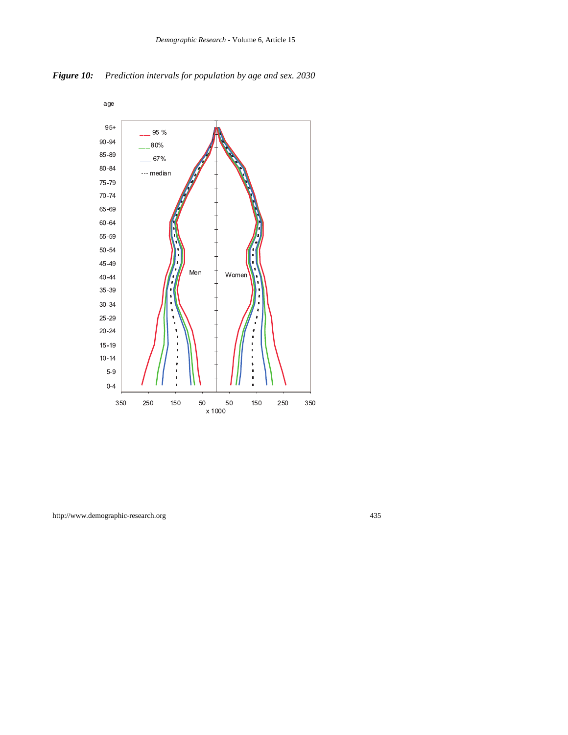***Figure 10:*** *Prediction intervals for population by age and sex. 2030*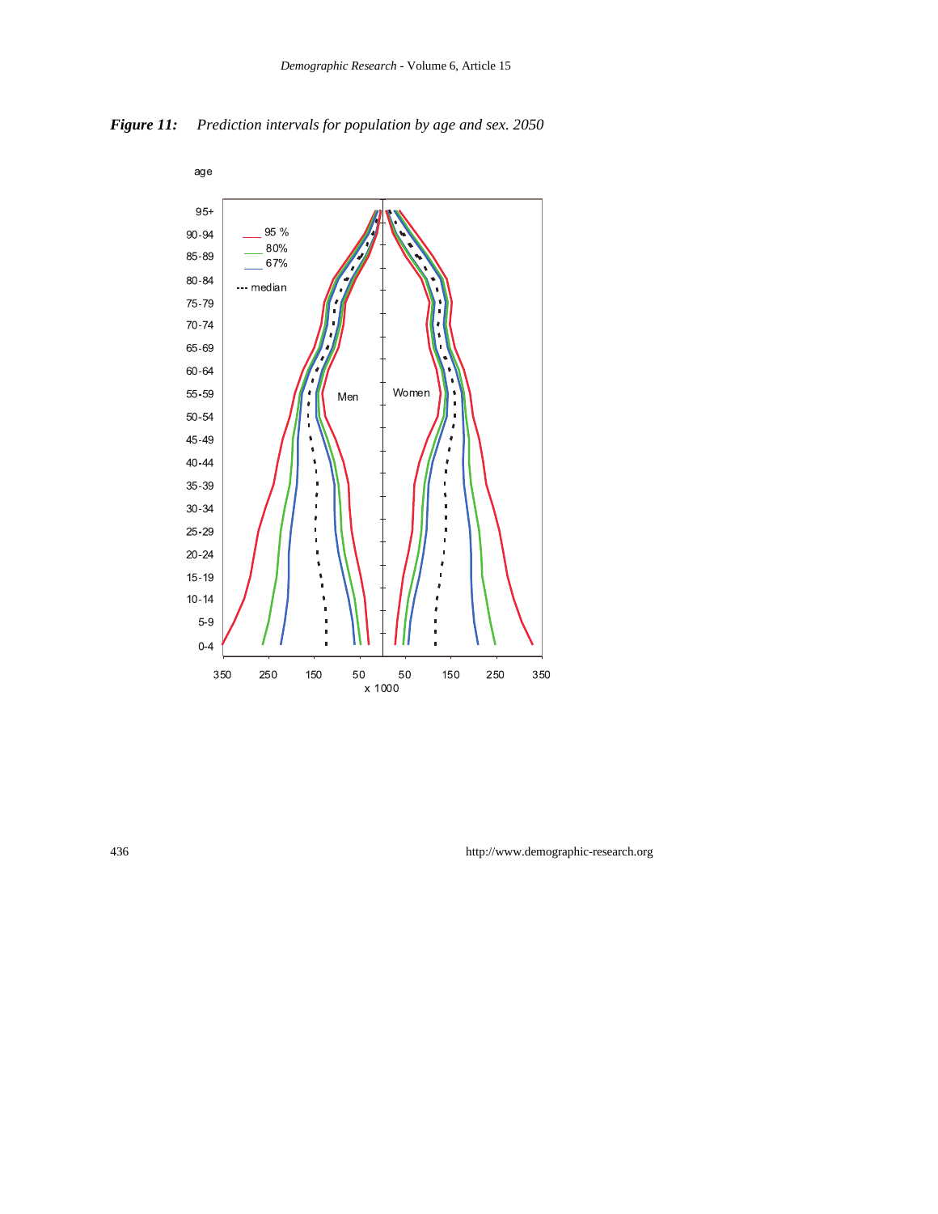***Figure 11:*** *Prediction intervals for population by age and sex. 2050*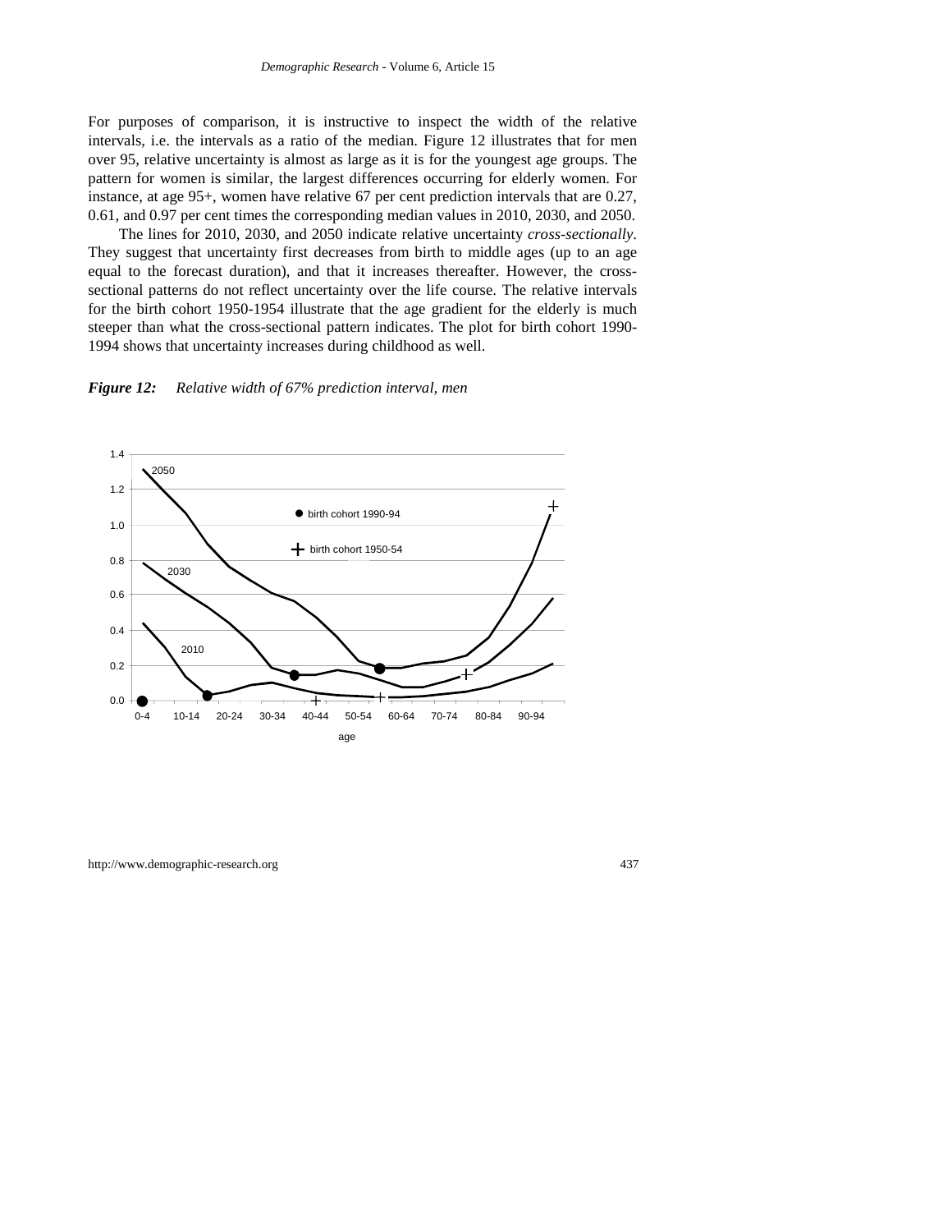For purposes of comparison, it is instructive to inspect the width of the relative intervals, i.e. the intervals as a ratio of the median. Figure 12 illustrates that for men over 95, relative uncertainty is almost as large as it is for the youngest age groups. The pattern for women is similar, the largest differences occurring for elderly women. For instance, at age 95+, women have relative 67 per cent prediction intervals that are 0.27, 0.61, and 0.97 per cent times the corresponding median values in 2010, 2030, and 2050.

The lines for 2010, 2030, and 2050 indicate relative uncertainty *cross-sectionally*. They suggest that uncertainty first decreases from birth to middle ages (up to an age equal to the forecast duration), and that it increases thereafter. However, the cross-sectional patterns do not reflect uncertainty over the life course. The relative intervals for the birth cohort 1950-1954 illustrate that the age gradient for the elderly is much steeper than what the cross-sectional pattern indicates. The plot for birth cohort 1990-1994 shows that uncertainty increases during childhood as well.

***Figure 12:*** *Relative width of 67% prediction interval, men*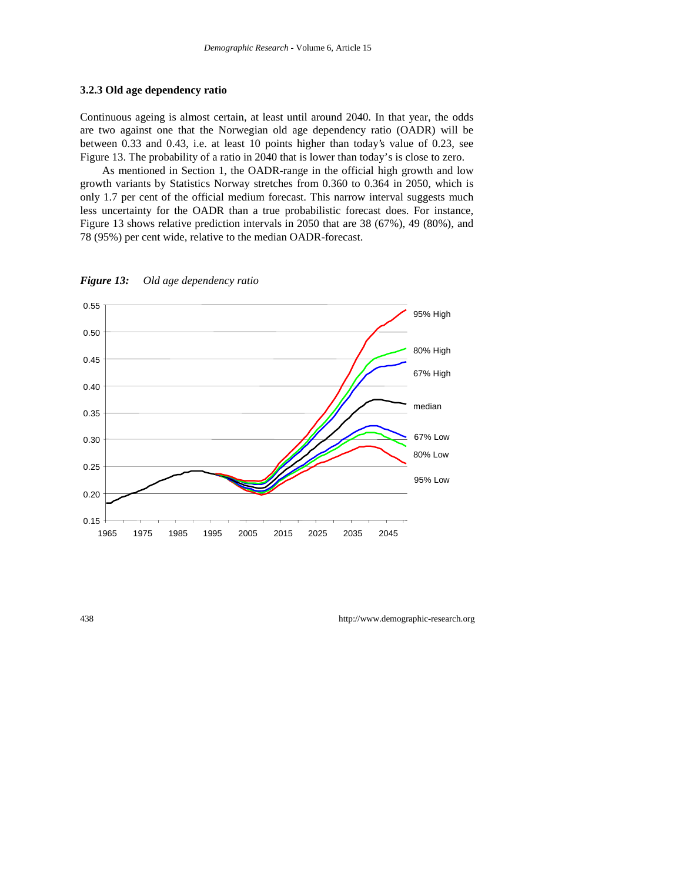### 3.2.3 Old age dependency ratio

Continuous ageing is almost certain, at least until around 2040. In that year, the odds are two against one that the Norwegian old age dependency ratio (OADR) will be between 0.33 and 0.43, i.e. at least 10 points higher than today's value of 0.23, see Figure 13. The probability of a ratio in 2040 that is lower than today's is close to zero.

As mentioned in Section 1, the OADR-range in the official high growth and low growth variants by Statistics Norway stretches from 0.360 to 0.364 in 2050, which is only 1.7 per cent of the official medium forecast. This narrow interval suggests much less uncertainty for the OADR than a true probabilistic forecast does. For instance, Figure 13 shows relative prediction intervals in 2050 that are 38 (67%), 49 (80%), and 78 (95%) per cent wide, relative to the median OADR-forecast.

***Figure 13:*** *Old age dependency ratio*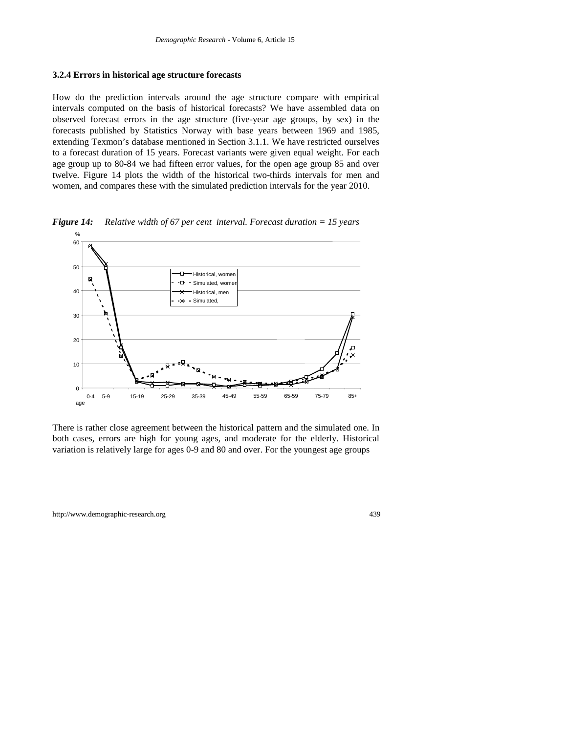### 3.2.4 Errors in historical age structure forecasts

How do the prediction intervals around the age structure compare with empirical intervals computed on the basis of historical forecasts? We have assembled data on observed forecast errors in the age structure (five-year age groups, by sex) in the forecasts published by Statistics Norway with base years between 1969 and 1985, extending Texmon's database mentioned in Section 3.1.1. We have restricted ourselves to a forecast duration of 15 years. Forecast variants were given equal weight. For each age group up to 80-84 we had fifteen error values, for the open age group 85 and over twelve. Figure 14 plots the width of the historical two-thirds intervals for men and women, and compares these with the simulated prediction intervals for the year 2010.

***Figure 14:*** *Relative width of 67 per cent interval. Forecast duration = 15 years*

There is rather close agreement between the historical pattern and the simulated one. In both cases, errors are high for young ages, and moderate for the elderly. Historical variation is relatively large for ages 0-9 and 80 and over. For the youngest age groups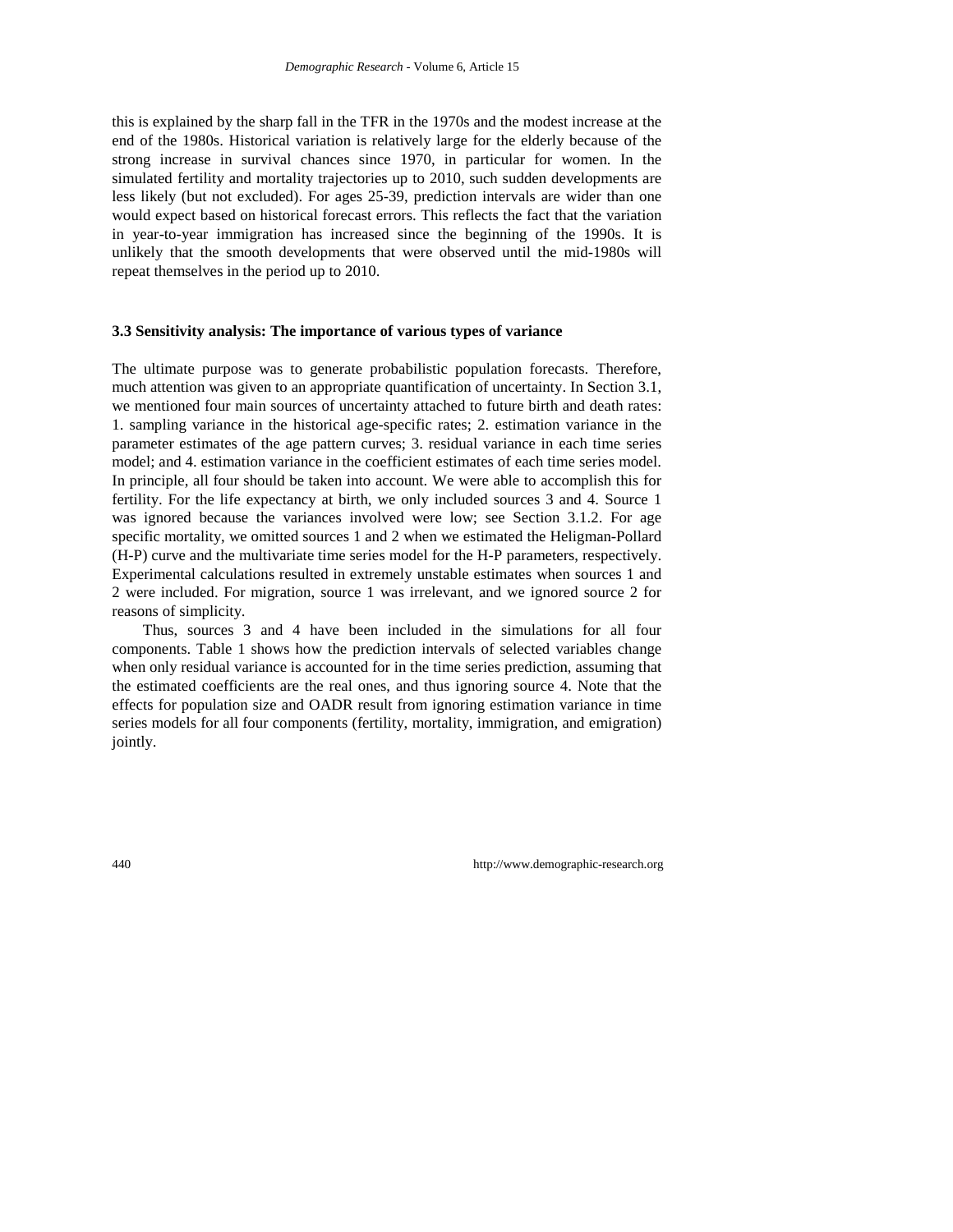this is explained by the sharp fall in the TFR in the 1970s and the modest increase at the end of the 1980s. Historical variation is relatively large for the elderly because of the strong increase in survival chances since 1970, in particular for women. In the simulated fertility and mortality trajectories up to 2010, such sudden developments are less likely (but not excluded). For ages 25-39, prediction intervals are wider than one would expect based on historical forecast errors. This reflects the fact that the variation in year-to-year immigration has increased since the beginning of the 1990s. It is unlikely that the smooth developments that were observed until the mid-1980s will repeat themselves in the period up to 2010.

### 3.3 Sensitivity analysis: The importance of various types of variance

The ultimate purpose was to generate probabilistic population forecasts. Therefore, much attention was given to an appropriate quantification of uncertainty. In Section 3.1, we mentioned four main sources of uncertainty attached to future birth and death rates: 1. sampling variance in the historical age-specific rates; 2. estimation variance in the parameter estimates of the age pattern curves; 3. residual variance in each time series model; and 4. estimation variance in the coefficient estimates of each time series model. In principle, all four should be taken into account. We were able to accomplish this for fertility. For the life expectancy at birth, we only included sources 3 and 4. Source 1 was ignored because the variances involved were low; see Section 3.1.2. For age specific mortality, we omitted sources 1 and 2 when we estimated the Heligman-Pollard (H-P) curve and the multivariate time series model for the H-P parameters, respectively. Experimental calculations resulted in extremely unstable estimates when sources 1 and 2 were included. For migration, source 1 was irrelevant, and we ignored source 2 for reasons of simplicity.

Thus, sources 3 and 4 have been included in the simulations for all four components. Table 1 shows how the prediction intervals of selected variables change when only residual variance is accounted for in the time series prediction, assuming that the estimated coefficients are the real ones, and thus ignoring source 4. Note that the effects for population size and OADR result from ignoring estimation variance in time series models for all four components (fertility, mortality, immigration, and emigration) jointly.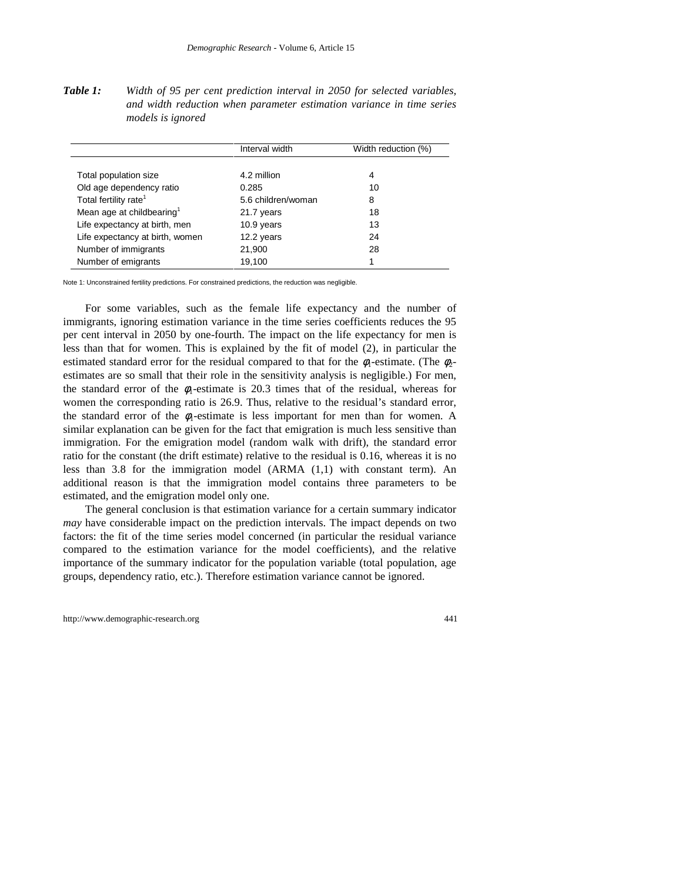**Table 1:** *Width of 95 per cent prediction interval in 2050 for selected variables, and width reduction when parameter estimation variance in time series models is ignored*

| | Interval width | Width reduction (%) |
|---|---|---|
| Total population size | 4.2 million | 4 |
| Old age dependency ratio | 0.285 | 10 |
| Total fertility rate[1] | 5.6 children/woman | 8 |
| Mean age at childbearing[1] | 21.7 years | 18 |
| Life expectancy at birth, men | 10.9 years | 13 |
| Life expectancy at birth, women | 12.2 years | 24 |
| Number of immigrants | 21,900 | 28 |
| Number of emigrants | 19,100 | 1 |

Note 1: Unconstrained fertility predictions. For constrained predictions, the reduction was negligible.

For some variables, such as the female life expectancy and the number of immigrants, ignoring estimation variance in the time series coefficients reduces the 95 per cent interval in 2050 by one-fourth. The impact on the life expectancy for men is less than that for women. This is explained by the fit of model (2), in particular the estimated standard error for the residual compared to that for the $\phi_1$-estimate. (The $\phi_2$-estimates are so small that their role in the sensitivity analysis is negligible.) For men, the standard error of the $\phi_1$-estimate is 20.3 times that of the residual, whereas for women the corresponding ratio is 26.9. Thus, relative to the residual's standard error, the standard error of the $\phi_1$-estimate is less important for men than for women. A similar explanation can be given for the fact that emigration is much less sensitive than immigration. For the emigration model (random walk with drift), the standard error ratio for the constant (the drift estimate) relative to the residual is 0.16, whereas it is no less than 3.8 for the immigration model (ARMA (1,1) with constant term). An additional reason is that the immigration model contains three parameters to be estimated, and the emigration model only one.

The general conclusion is that estimation variance for a certain summary indicator *may* have considerable impact on the prediction intervals. The impact depends on two factors: the fit of the time series model concerned (in particular the residual variance compared to the estimation variance for the model coefficients), and the relative importance of the summary indicator for the population variable (total population, age groups, dependency ratio, etc.). Therefore estimation variance cannot be ignored.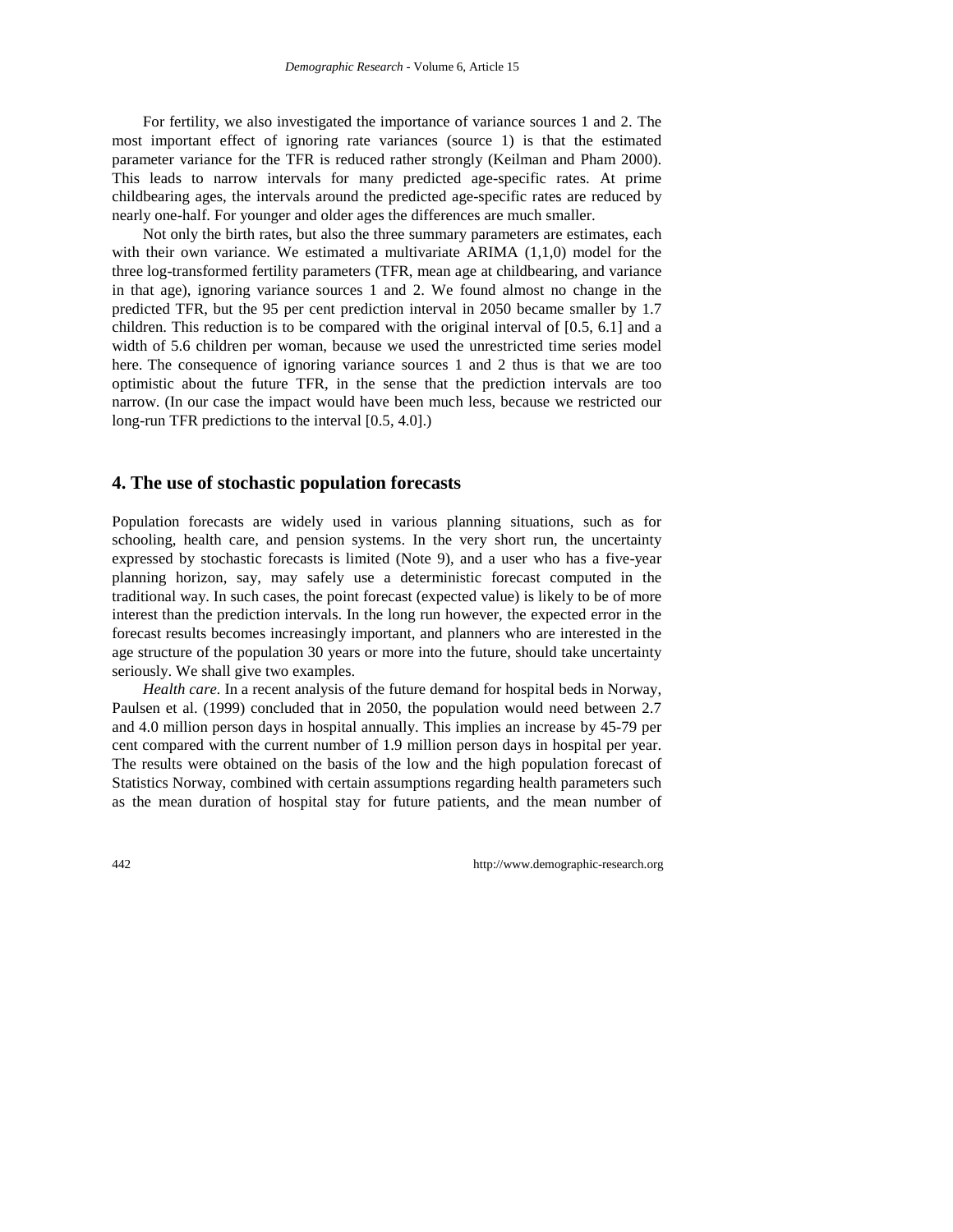For fertility, we also investigated the importance of variance sources 1 and 2. The most important effect of ignoring rate variances (source 1) is that the estimated parameter variance for the TFR is reduced rather strongly (Keilman and Pham 2000). This leads to narrow intervals for many predicted age-specific rates. At prime childbearing ages, the intervals around the predicted age-specific rates are reduced by nearly one-half. For younger and older ages the differences are much smaller.

Not only the birth rates, but also the three summary parameters are estimates, each with their own variance. We estimated a multivariate ARIMA (1,1,0) model for the three log-transformed fertility parameters (TFR, mean age at childbearing, and variance in that age), ignoring variance sources 1 and 2. We found almost no change in the predicted TFR, but the 95 per cent prediction interval in 2050 became smaller by 1.7 children. This reduction is to be compared with the original interval of [0.5, 6.1] and a width of 5.6 children per woman, because we used the unrestricted time series model here. The consequence of ignoring variance sources 1 and 2 thus is that we are too optimistic about the future TFR, in the sense that the prediction intervals are too narrow. (In our case the impact would have been much less, because we restricted our long-run TFR predictions to the interval [0.5, 4.0].)

## 4. The use of stochastic population forecasts

Population forecasts are widely used in various planning situations, such as for schooling, health care, and pension systems. In the very short run, the uncertainty expressed by stochastic forecasts is limited (Note 9), and a user who has a five-year planning horizon, say, may safely use a deterministic forecast computed in the traditional way. In such cases, the point forecast (expected value) is likely to be of more interest than the prediction intervals. In the long run however, the expected error in the forecast results becomes increasingly important, and planners who are interested in the age structure of the population 30 years or more into the future, should take uncertainty seriously. We shall give two examples.

*Health care.* In a recent analysis of the future demand for hospital beds in Norway, Paulsen et al. (1999) concluded that in 2050, the population would need between 2.7 and 4.0 million person days in hospital annually. This implies an increase by 45-79 per cent compared with the current number of 1.9 million person days in hospital per year. The results were obtained on the basis of the low and the high population forecast of Statistics Norway, combined with certain assumptions regarding health parameters such as the mean duration of hospital stay for future patients, and the mean number of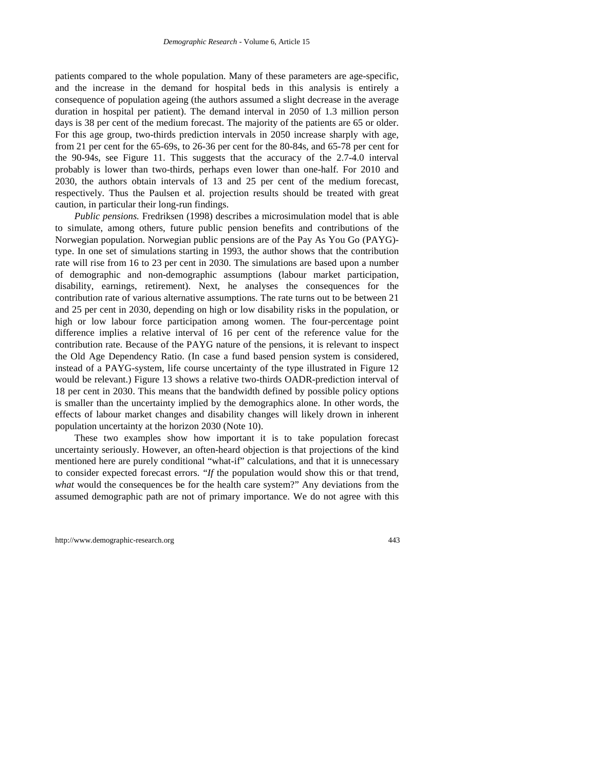patients compared to the whole population. Many of these parameters are age-specific, and the increase in the demand for hospital beds in this analysis is entirely a consequence of population ageing (the authors assumed a slight decrease in the average duration in hospital per patient). The demand interval in 2050 of 1.3 million person days is 38 per cent of the medium forecast. The majority of the patients are 65 or older. For this age group, two-thirds prediction intervals in 2050 increase sharply with age, from 21 per cent for the 65-69s, to 26-36 per cent for the 80-84s, and 65-78 per cent for the 90-94s, see Figure 11. This suggests that the accuracy of the 2.7-4.0 interval probably is lower than two-thirds, perhaps even lower than one-half. For 2010 and 2030, the authors obtain intervals of 13 and 25 per cent of the medium forecast, respectively. Thus the Paulsen et al. projection results should be treated with great caution, in particular their long-run findings.

*Public pensions.* Fredriksen (1998) describes a microsimulation model that is able to simulate, among others, future public pension benefits and contributions of the Norwegian population. Norwegian public pensions are of the Pay As You Go (PAYG)-type. In one set of simulations starting in 1993, the author shows that the contribution rate will rise from 16 to 23 per cent in 2030. The simulations are based upon a number of demographic and non-demographic assumptions (labour market participation, disability, earnings, retirement). Next, he analyses the consequences for the contribution rate of various alternative assumptions. The rate turns out to be between 21 and 25 per cent in 2030, depending on high or low disability risks in the population, or high or low labour force participation among women. The four-percentage point difference implies a relative interval of 16 per cent of the reference value for the contribution rate. Because of the PAYG nature of the pensions, it is relevant to inspect the Old Age Dependency Ratio. (In case a fund based pension system is considered, instead of a PAYG-system, life course uncertainty of the type illustrated in Figure 12 would be relevant.) Figure 13 shows a relative two-thirds OADR-prediction interval of 18 per cent in 2030. This means that the bandwidth defined by possible policy options is smaller than the uncertainty implied by the demographics alone. In other words, the effects of labour market changes and disability changes will likely drown in inherent population uncertainty at the horizon 2030 (Note 10).

These two examples show how important it is to take population forecast uncertainty seriously. However, an often-heard objection is that projections of the kind mentioned here are purely conditional "what-if" calculations, and that it is unnecessary to consider expected forecast errors. "*If* the population would show this or that trend, *what* would the consequences be for the health care system?" Any deviations from the assumed demographic path are not of primary importance. We do not agree with this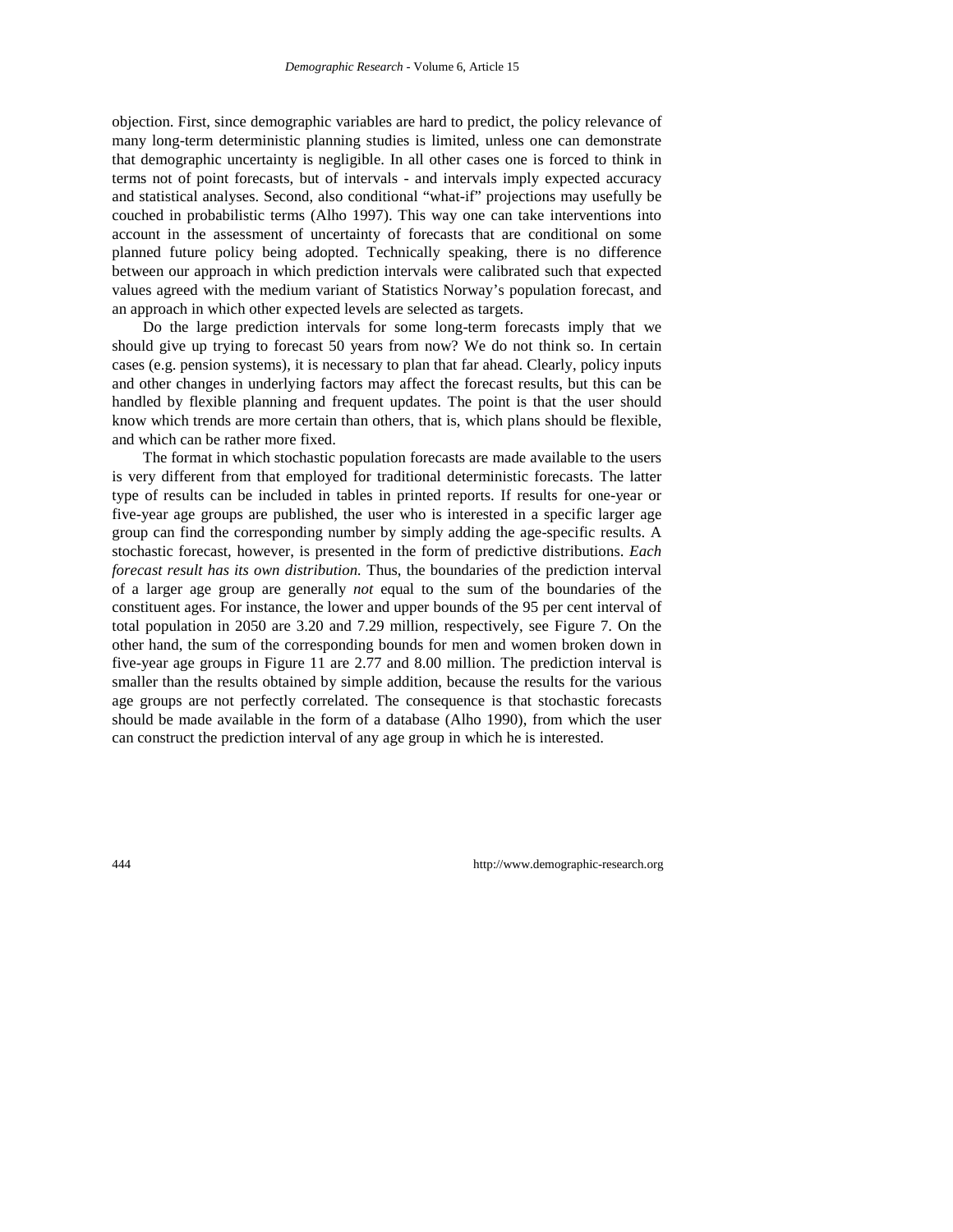objection. First, since demographic variables are hard to predict, the policy relevance of many long-term deterministic planning studies is limited, unless one can demonstrate that demographic uncertainty is negligible. In all other cases one is forced to think in terms not of point forecasts, but of intervals - and intervals imply expected accuracy and statistical analyses. Second, also conditional "what-if" projections may usefully be couched in probabilistic terms (Alho 1997). This way one can take interventions into account in the assessment of uncertainty of forecasts that are conditional on some planned future policy being adopted. Technically speaking, there is no difference between our approach in which prediction intervals were calibrated such that expected values agreed with the medium variant of Statistics Norway's population forecast, and an approach in which other expected levels are selected as targets.

Do the large prediction intervals for some long-term forecasts imply that we should give up trying to forecast 50 years from now? We do not think so. In certain cases (e.g. pension systems), it is necessary to plan that far ahead. Clearly, policy inputs and other changes in underlying factors may affect the forecast results, but this can be handled by flexible planning and frequent updates. The point is that the user should know which trends are more certain than others, that is, which plans should be flexible, and which can be rather more fixed.

The format in which stochastic population forecasts are made available to the users is very different from that employed for traditional deterministic forecasts. The latter type of results can be included in tables in printed reports. If results for one-year or five-year age groups are published, the user who is interested in a specific larger age group can find the corresponding number by simply adding the age-specific results. A stochastic forecast, however, is presented in the form of predictive distributions. *Each forecast result has its own distribution.* Thus, the boundaries of the prediction interval of a larger age group are generally *not* equal to the sum of the boundaries of the constituent ages. For instance, the lower and upper bounds of the 95 per cent interval of total population in 2050 are 3.20 and 7.29 million, respectively, see Figure 7. On the other hand, the sum of the corresponding bounds for men and women broken down in five-year age groups in Figure 11 are 2.77 and 8.00 million. The prediction interval is smaller than the results obtained by simple addition, because the results for the various age groups are not perfectly correlated. The consequence is that stochastic forecasts should be made available in the form of a database (Alho 1990), from which the user can construct the prediction interval of any age group in which he is interested.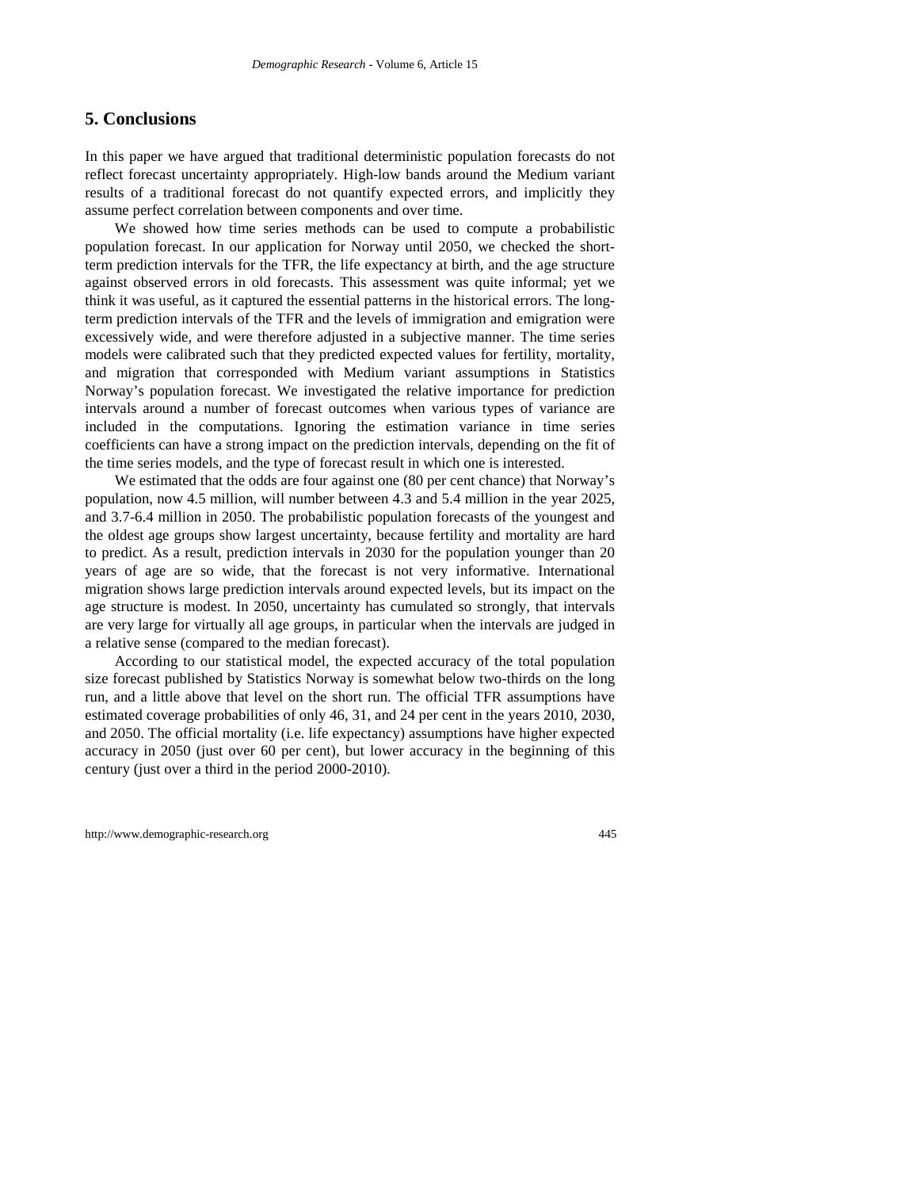## 5. Conclusions

In this paper we have argued that traditional deterministic population forecasts do not reflect forecast uncertainty appropriately. High-low bands around the Medium variant results of a traditional forecast do not quantify expected errors, and implicitly they assume perfect correlation between components and over time.

We showed how time series methods can be used to compute a probabilistic population forecast. In our application for Norway until 2050, we checked the short-term prediction intervals for the TFR, the life expectancy at birth, and the age structure against observed errors in old forecasts. This assessment was quite informal; yet we think it was useful, as it captured the essential patterns in the historical errors. The long-term prediction intervals of the TFR and the levels of immigration and emigration were excessively wide, and were therefore adjusted in a subjective manner. The time series models were calibrated such that they predicted expected values for fertility, mortality, and migration that corresponded with Medium variant assumptions in Statistics Norway's population forecast. We investigated the relative importance for prediction intervals around a number of forecast outcomes when various types of variance are included in the computations. Ignoring the estimation variance in time series coefficients can have a strong impact on the prediction intervals, depending on the fit of the time series models, and the type of forecast result in which one is interested.

We estimated that the odds are four against one (80 per cent chance) that Norway's population, now 4.5 million, will number between 4.3 and 5.4 million in the year 2025, and 3.7-6.4 million in 2050. The probabilistic population forecasts of the youngest and the oldest age groups show largest uncertainty, because fertility and mortality are hard to predict. As a result, prediction intervals in 2030 for the population younger than 20 years of age are so wide, that the forecast is not very informative. International migration shows large prediction intervals around expected levels, but its impact on the age structure is modest. In 2050, uncertainty has cumulated so strongly, that intervals are very large for virtually all age groups, in particular when the intervals are judged in a relative sense (compared to the median forecast).

According to our statistical model, the expected accuracy of the total population size forecast published by Statistics Norway is somewhat below two-thirds on the long run, and a little above that level on the short run. The official TFR assumptions have estimated coverage probabilities of only 46, 31, and 24 per cent in the years 2010, 2030, and 2050. The official mortality (i.e. life expectancy) assumptions have higher expected accuracy in 2050 (just over 60 per cent), but lower accuracy in the beginning of this century (just over a third in the period 2000-2010).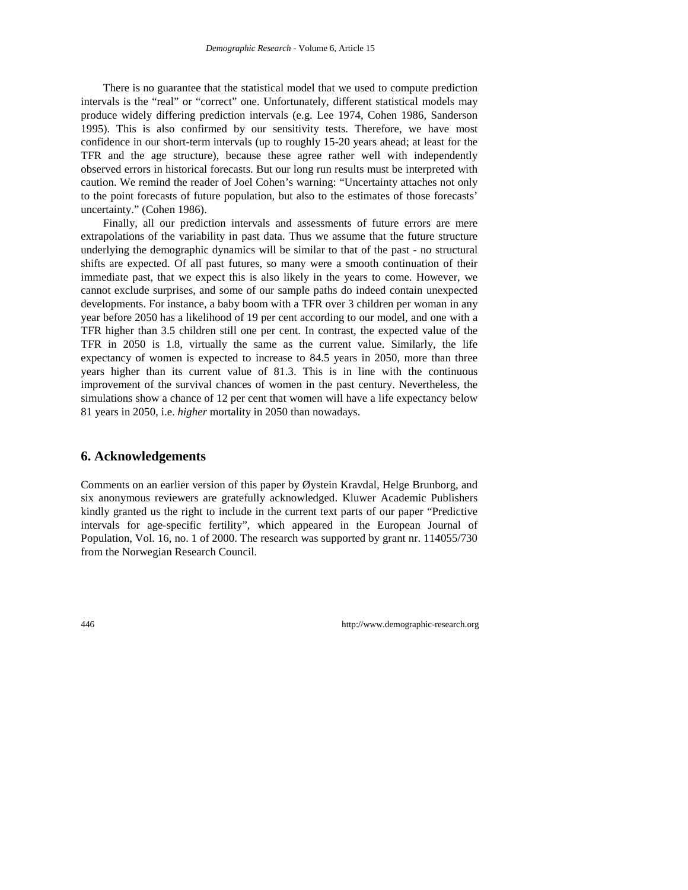There is no guarantee that the statistical model that we used to compute prediction intervals is the "real" or "correct" one. Unfortunately, different statistical models may produce widely differing prediction intervals (e.g. Lee 1974, Cohen 1986, Sanderson 1995). This is also confirmed by our sensitivity tests. Therefore, we have most confidence in our short-term intervals (up to roughly 15-20 years ahead; at least for the TFR and the age structure), because these agree rather well with independently observed errors in historical forecasts. But our long run results must be interpreted with caution. We remind the reader of Joel Cohen's warning: "Uncertainty attaches not only to the point forecasts of future population, but also to the estimates of those forecasts' uncertainty." (Cohen 1986).

Finally, all our prediction intervals and assessments of future errors are mere extrapolations of the variability in past data. Thus we assume that the future structure underlying the demographic dynamics will be similar to that of the past - no structural shifts are expected. Of all past futures, so many were a smooth continuation of their immediate past, that we expect this is also likely in the years to come. However, we cannot exclude surprises, and some of our sample paths do indeed contain unexpected developments. For instance, a baby boom with a TFR over 3 children per woman in any year before 2050 has a likelihood of 19 per cent according to our model, and one with a TFR higher than 3.5 children still one per cent. In contrast, the expected value of the TFR in 2050 is 1.8, virtually the same as the current value. Similarly, the life expectancy of women is expected to increase to 84.5 years in 2050, more than three years higher than its current value of 81.3. This is in line with the continuous improvement of the survival chances of women in the past century. Nevertheless, the simulations show a chance of 12 per cent that women will have a life expectancy below 81 years in 2050, i.e. *higher* mortality in 2050 than nowadays.

## 6. Acknowledgements

Comments on an earlier version of this paper by Øystein Kravdal, Helge Brunborg, and six anonymous reviewers are gratefully acknowledged. Kluwer Academic Publishers kindly granted us the right to include in the current text parts of our paper "Predictive intervals for age-specific fertility", which appeared in the European Journal of Population, Vol. 16, no. 1 of 2000. The research was supported by grant nr. 114055/730 from the Norwegian Research Council.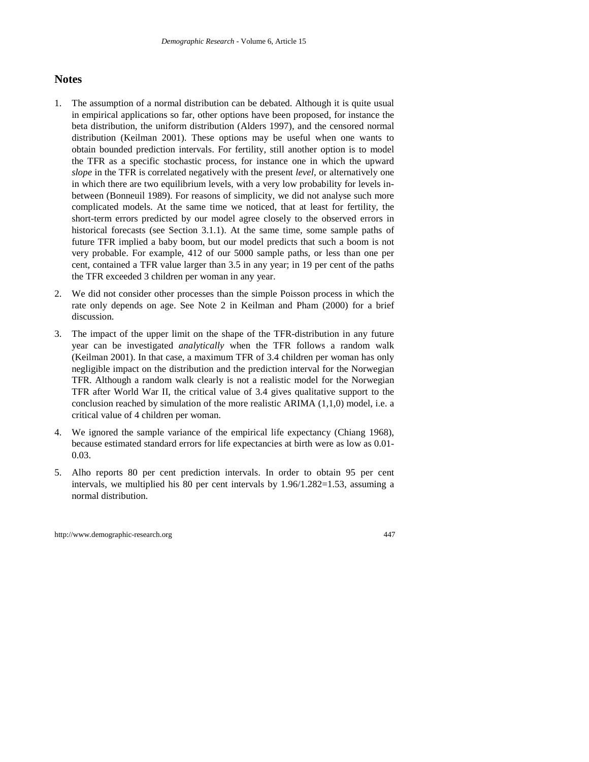## Notes

1. The assumption of a normal distribution can be debated. Although it is quite usual in empirical applications so far, other options have been proposed, for instance the beta distribution, the uniform distribution (Alders 1997), and the censored normal distribution (Keilman 2001). These options may be useful when one wants to obtain bounded prediction intervals. For fertility, still another option is to model the TFR as a specific stochastic process, for instance one in which the upward *slope* in the TFR is correlated negatively with the present *level*, or alternatively one in which there are two equilibrium levels, with a very low probability for levels in-between (Bonneuil 1989). For reasons of simplicity, we did not analyse such more complicated models. At the same time we noticed, that at least for fertility, the short-term errors predicted by our model agree closely to the observed errors in historical forecasts (see Section 3.1.1). At the same time, some sample paths of future TFR implied a baby boom, but our model predicts that such a boom is not very probable. For example, 412 of our 5000 sample paths, or less than one per cent, contained a TFR value larger than 3.5 in any year; in 19 per cent of the paths the TFR exceeded 3 children per woman in any year.

2. We did not consider other processes than the simple Poisson process in which the rate only depends on age. See Note 2 in Keilman and Pham (2000) for a brief discussion.

3. The impact of the upper limit on the shape of the TFR-distribution in any future year can be investigated *analytically* when the TFR follows a random walk (Keilman 2001). In that case, a maximum TFR of 3.4 children per woman has only negligible impact on the distribution and the prediction interval for the Norwegian TFR. Although a random walk clearly is not a realistic model for the Norwegian TFR after World War II, the critical value of 3.4 gives qualitative support to the conclusion reached by simulation of the more realistic ARIMA (1,1,0) model, i.e. a critical value of 4 children per woman.

4. We ignored the sample variance of the empirical life expectancy (Chiang 1968), because estimated standard errors for life expectancies at birth were as low as 0.01-0.03.

5. Alho reports 80 per cent prediction intervals. In order to obtain 95 per cent intervals, we multiplied his 80 per cent intervals by $1.96/1.282=1.53$, assuming a normal distribution.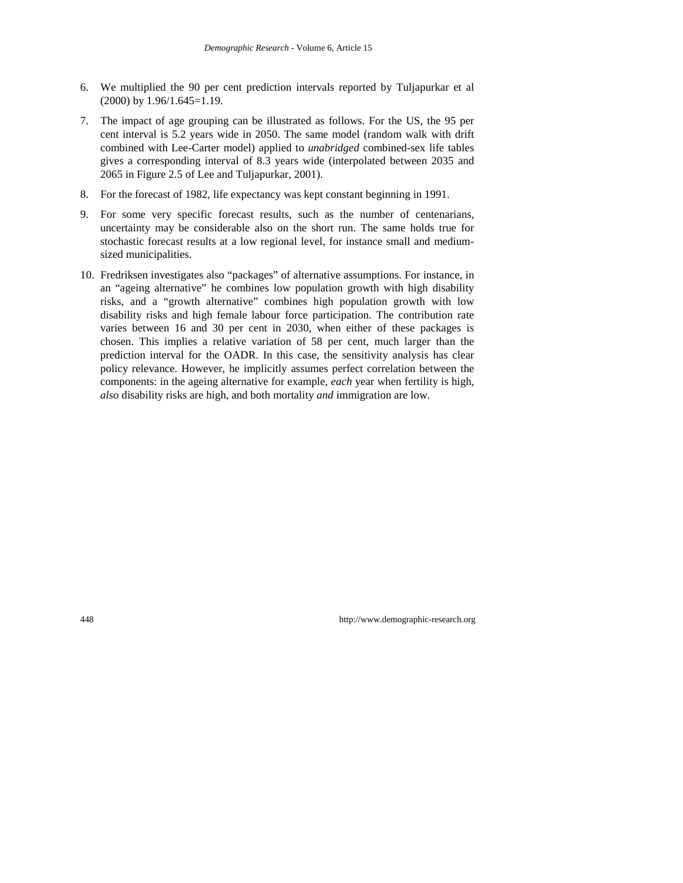6. We multiplied the 90 per cent prediction intervals reported by Tuljapurkar et al (2000) by 1.96/1.645=1.19.

7. The impact of age grouping can be illustrated as follows. For the US, the 95 per cent interval is 5.2 years wide in 2050. The same model (random walk with drift combined with Lee-Carter model) applied to *unabridged* combined-sex life tables gives a corresponding interval of 8.3 years wide (interpolated between 2035 and 2065 in Figure 2.5 of Lee and Tuljapurkar, 2001).

8. For the forecast of 1982, life expectancy was kept constant beginning in 1991.

9. For some very specific forecast results, such as the number of centenarians, uncertainty may be considerable also on the short run. The same holds true for stochastic forecast results at a low regional level, for instance small and medium-sized municipalities.

10. Fredriksen investigates also "packages" of alternative assumptions. For instance, in an "ageing alternative" he combines low population growth with high disability risks, and a "growth alternative" combines high population growth with low disability risks and high female labour force participation. The contribution rate varies between 16 and 30 per cent in 2030, when either of these packages is chosen. This implies a relative variation of 58 per cent, much larger than the prediction interval for the OADR. In this case, the sensitivity analysis has clear policy relevance. However, he implicitly assumes perfect correlation between the components: in the ageing alternative for example, *each* year when fertility is high, *also* disability risks are high, and both mortality *and* immigration are low.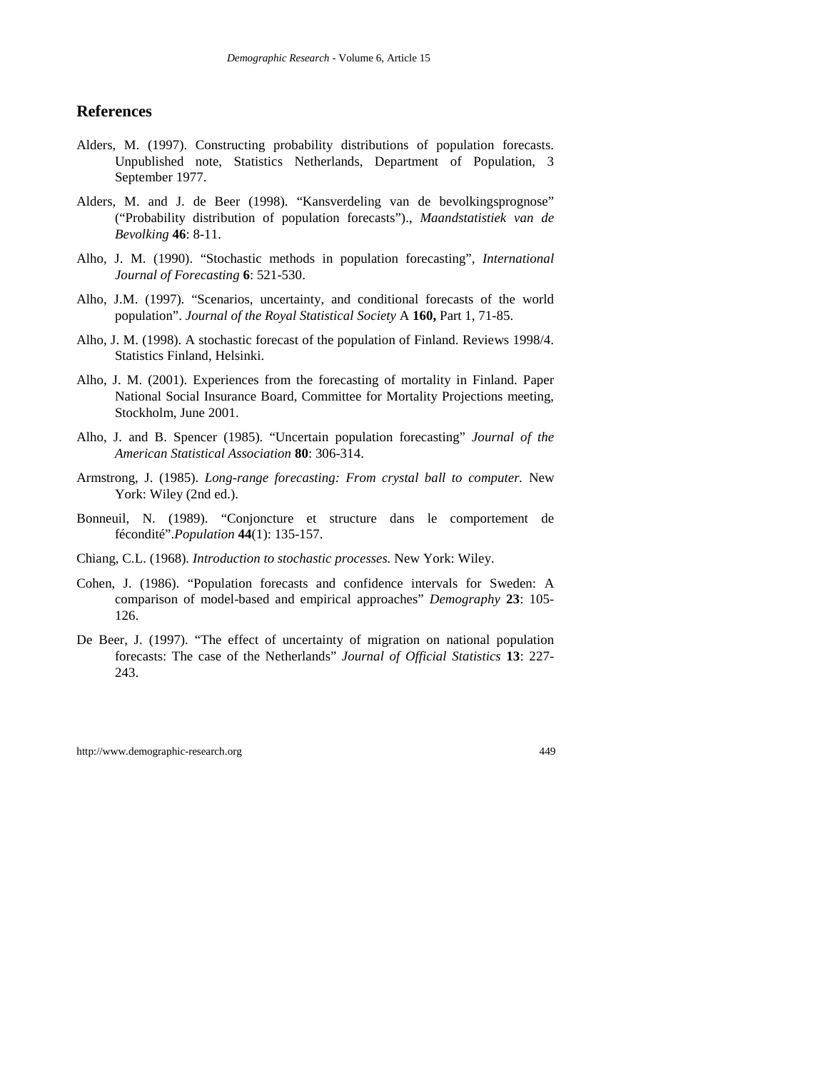## References

Alders, M. (1997). Constructing probability distributions of population forecasts. Unpublished note, Statistics Netherlands, Department of Population, 3 September 1977.

Alders, M. and J. de Beer (1998). “Kansverdeling van de bevolkingsprognose” (“Probability distribution of population forecasts”)., *Maandstatistiek van de Bevolking* **46**: 8-11.

Alho, J. M. (1990). “Stochastic methods in population forecasting”, *International Journal of Forecasting* **6**: 521-530.

Alho, J.M. (1997). “Scenarios, uncertainty, and conditional forecasts of the world population”. *Journal of the Royal Statistical Society* A **160,** Part 1, 71-85.

Alho, J. M. (1998). A stochastic forecast of the population of Finland. Reviews 1998/4. Statistics Finland, Helsinki.

Alho, J. M. (2001). Experiences from the forecasting of mortality in Finland. Paper National Social Insurance Board, Committee for Mortality Projections meeting, Stockholm, June 2001.

Alho, J. and B. Spencer (1985). “Uncertain population forecasting” *Journal of the American Statistical Association* **80**: 306-314.

Armstrong, J. (1985). *Long-range forecasting: From crystal ball to computer.* New York: Wiley (2nd ed.).

Bonneuil, N. (1989). “Conjoncture et structure dans le comportement de fécondité”.*Population* **44**(1): 135-157.

Chiang, C.L. (1968). *Introduction to stochastic processes.* New York: Wiley.

Cohen, J. (1986). “Population forecasts and confidence intervals for Sweden: A comparison of model-based and empirical approaches” *Demography* **23**: 105-126.

De Beer, J. (1997). “The effect of uncertainty of migration on national population forecasts: The case of the Netherlands” *Journal of Official Statistics* **13**: 227-243.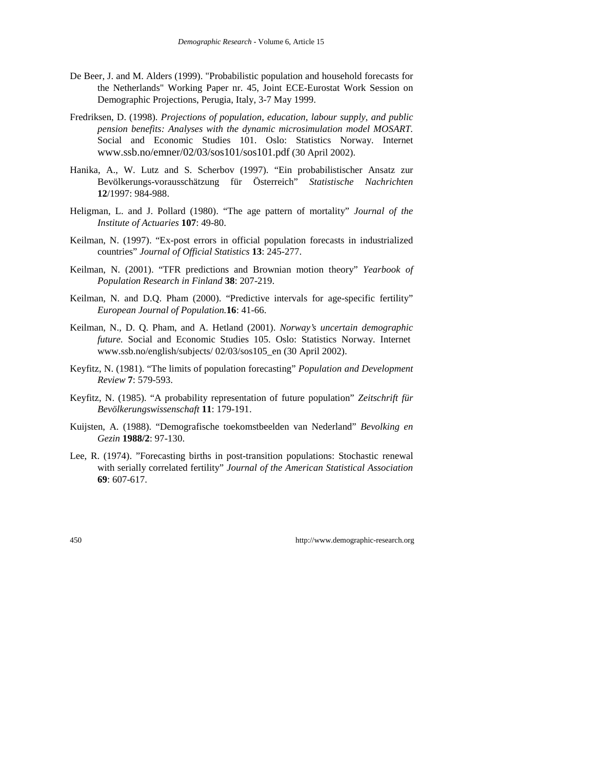De Beer, J. and M. Alders (1999). "Probabilistic population and household forecasts for the Netherlands" Working Paper nr. 45, Joint ECE-Eurostat Work Session on Demographic Projections, Perugia, Italy, 3-7 May 1999.

Fredriksen, D. (1998). *Projections of population, education, labour supply, and public pension benefits: Analyses with the dynamic microsimulation model MOSART.* Social and Economic Studies 101. Oslo: Statistics Norway. Internet www.ssb.no/emner/02/03/sos101/sos101.pdf (30 April 2002).

Hanika, A., W. Lutz and S. Scherbov (1997). "Ein probabilistischer Ansatz zur Bevölkerungs-vorausschätzung für Österreich" *Statistische Nachrichten* **12**/1997: 984-988.

Heligman, L. and J. Pollard (1980). "The age pattern of mortality" *Journal of the Institute of Actuaries* **107**: 49-80.

Keilman, N. (1997). "Ex-post errors in official population forecasts in industrialized countries" *Journal of Official Statistics* **13**: 245-277.

Keilman, N. (2001). "TFR predictions and Brownian motion theory" *Yearbook of Population Research in Finland* **38**: 207-219.

Keilman, N. and D.Q. Pham (2000). "Predictive intervals for age-specific fertility" *European Journal of Population.***16**: 41-66.

Keilman, N., D. Q. Pham, and A. Hetland (2001). *Norway's uncertain demographic future.* Social and Economic Studies 105. Oslo: Statistics Norway. Internet www.ssb.no/english/subjects/ 02/03/sos105_en (30 April 2002).

Keyfitz, N. (1981). "The limits of population forecasting" *Population and Development Review* **7**: 579-593.

Keyfitz, N. (1985). "A probability representation of future population" *Zeitschrift für Bevölkerungswissenschaft* **11**: 179-191.

Kuijsten, A. (1988). "Demografische toekomstbeelden van Nederland" *Bevolking en Gezin* **1988/2**: 97-130.

Lee, R. (1974). "Forecasting births in post-transition populations: Stochastic renewal with serially correlated fertility" *Journal of the American Statistical Association* **69**: 607-617.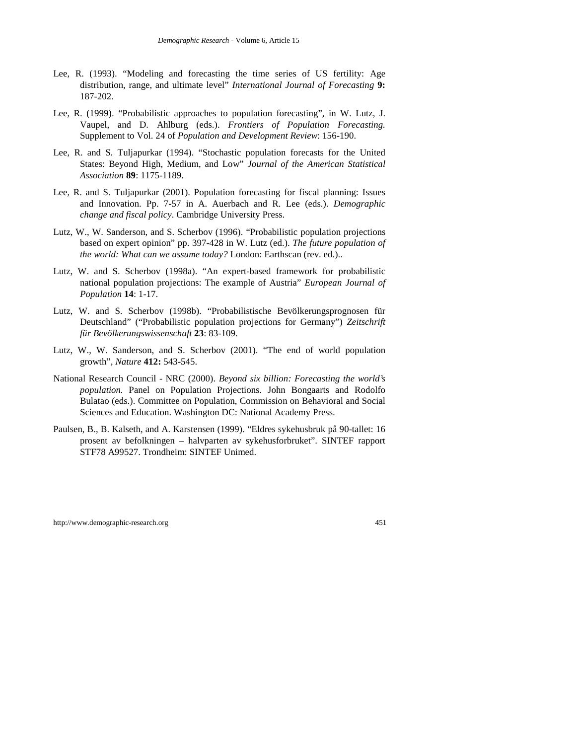Lee, R. (1993). "Modeling and forecasting the time series of US fertility: Age distribution, range, and ultimate level" *International Journal of Forecasting* **9:** 187-202.

Lee, R. (1999). "Probabilistic approaches to population forecasting", in W. Lutz, J. Vaupel, and D. Ahlburg (eds.). *Frontiers of Population Forecasting.* Supplement to Vol. 24 of *Population and Development Review*: 156-190.

Lee, R. and S. Tuljapurkar (1994). "Stochastic population forecasts for the United States: Beyond High, Medium, and Low" *Journal of the American Statistical Association* **89**: 1175-1189.

Lee, R. and S. Tuljapurkar (2001). Population forecasting for fiscal planning: Issues and Innovation. Pp. 7-57 in A. Auerbach and R. Lee (eds.). *Demographic change and fiscal policy*. Cambridge University Press.

Lutz, W., W. Sanderson, and S. Scherbov (1996). "Probabilistic population projections based on expert opinion" pp. 397-428 in W. Lutz (ed.). *The future population of the world: What can we assume today?* London: Earthscan (rev. ed.)..

Lutz, W. and S. Scherbov (1998a). "An expert-based framework for probabilistic national population projections: The example of Austria" *European Journal of Population* **14**: 1-17.

Lutz, W. and S. Scherbov (1998b). "Probabilistische Bevölkerungsprognosen für Deutschland" ("Probabilistic population projections for Germany") *Zeitschrift für Bevölkerungswissenschaft* **23**: 83-109.

Lutz, W., W. Sanderson, and S. Scherbov (2001). "The end of world population growth", *Nature* **412:** 543-545.

National Research Council - NRC (2000). *Beyond six billion: Forecasting the world's population.* Panel on Population Projections. John Bongaarts and Rodolfo Bulatao (eds.). Committee on Population, Commission on Behavioral and Social Sciences and Education. Washington DC: National Academy Press.

Paulsen, B., B. Kalseth, and A. Karstensen (1999). "Eldres sykehusbruk på 90-tallet: 16 prosent av befolkningen – halvparten av sykehusforbruket". SINTEF rapport STF78 A99527. Trondheim: SINTEF Unimed.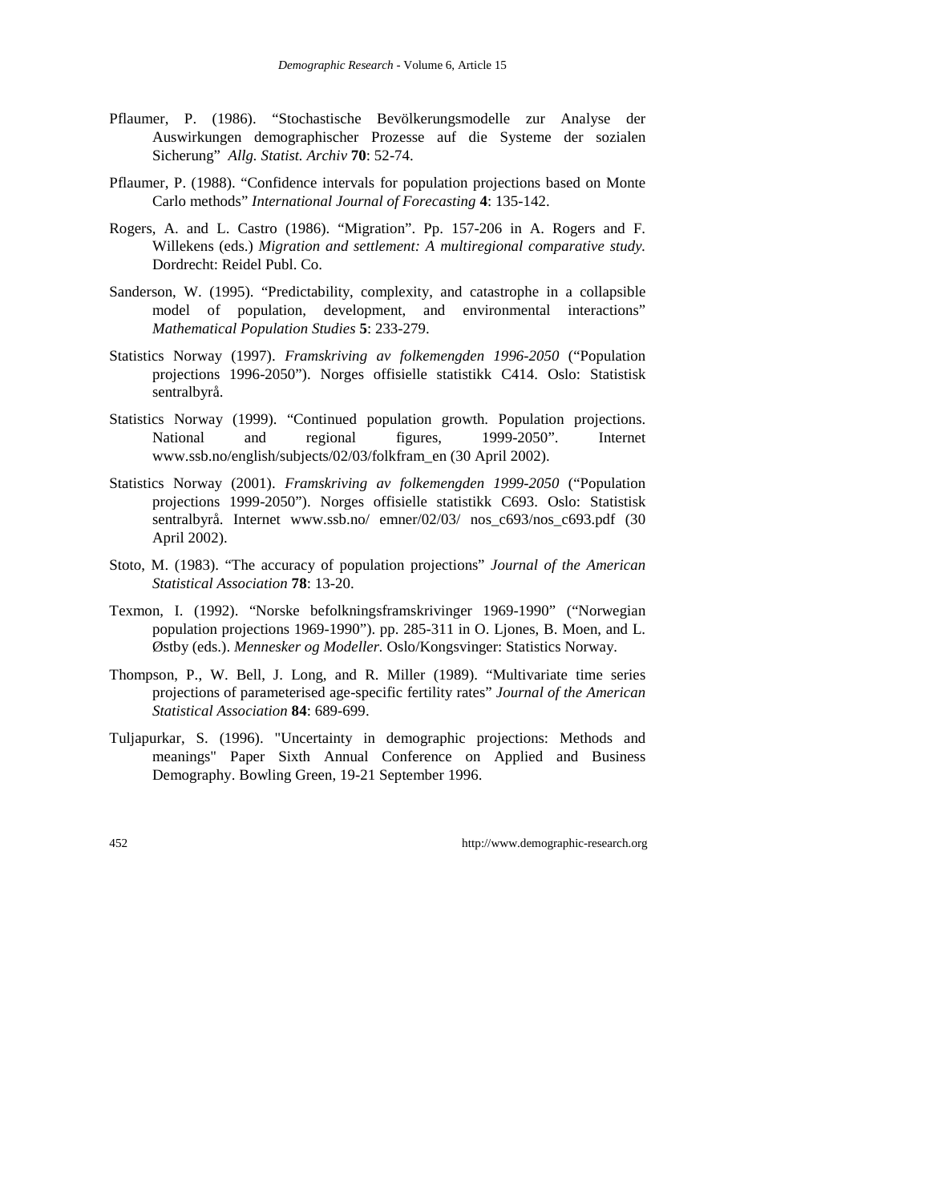Pflaumer, P. (1986). “Stochastische Bevölkerungsmodelle zur Analyse der Auswirkungen demographischer Prozesse auf die Systeme der sozialen Sicherung” *Allg. Statist. Archiv* **70**: 52-74.

Pflaumer, P. (1988). “Confidence intervals for population projections based on Monte Carlo methods” *International Journal of Forecasting* **4**: 135-142.

Rogers, A. and L. Castro (1986). “Migration”. Pp. 157-206 in A. Rogers and F. Willekens (eds.) *Migration and settlement: A multiregional comparative study.* Dordrecht: Reidel Publ. Co.

Sanderson, W. (1995). “Predictability, complexity, and catastrophe in a collapsible model of population, development, and environmental interactions” *Mathematical Population Studies* **5**: 233-279.

Statistics Norway (1997). *Framskriving av folkemengden 1996-2050* (“Population projections 1996-2050”). Norges offisielle statistikk C414. Oslo: Statistisk sentralbyrå.

Statistics Norway (1999). “Continued population growth. Population projections. National and regional figures, 1999-2050”. Internet www.ssb.no/english/subjects/02/03/folkfram_en (30 April 2002).

Statistics Norway (2001). *Framskriving av folkemengden 1999-2050* (“Population projections 1999-2050”). Norges offisielle statistikk C693. Oslo: Statistisk sentralbyrå. Internet www.ssb.no/ emner/02/03/ nos_c693/nos_c693.pdf (30 April 2002).

Stoto, M. (1983). “The accuracy of population projections” *Journal of the American Statistical Association* **78**: 13-20.

Texmon, I. (1992). “Norske befolkningsframskrivinger 1969-1990” (“Norwegian population projections 1969-1990”). pp. 285-311 in O. Ljones, B. Moen, and L. Østby (eds.). *Mennesker og Modeller.* Oslo/Kongsvinger: Statistics Norway.

Thompson, P., W. Bell, J. Long, and R. Miller (1989). “Multivariate time series projections of parameterised age-specific fertility rates” *Journal of the American Statistical Association* **84**: 689-699.

Tuljapurkar, S. (1996). "Uncertainty in demographic projections: Methods and meanings" Paper Sixth Annual Conference on Applied and Business Demography. Bowling Green, 19-21 September 1996.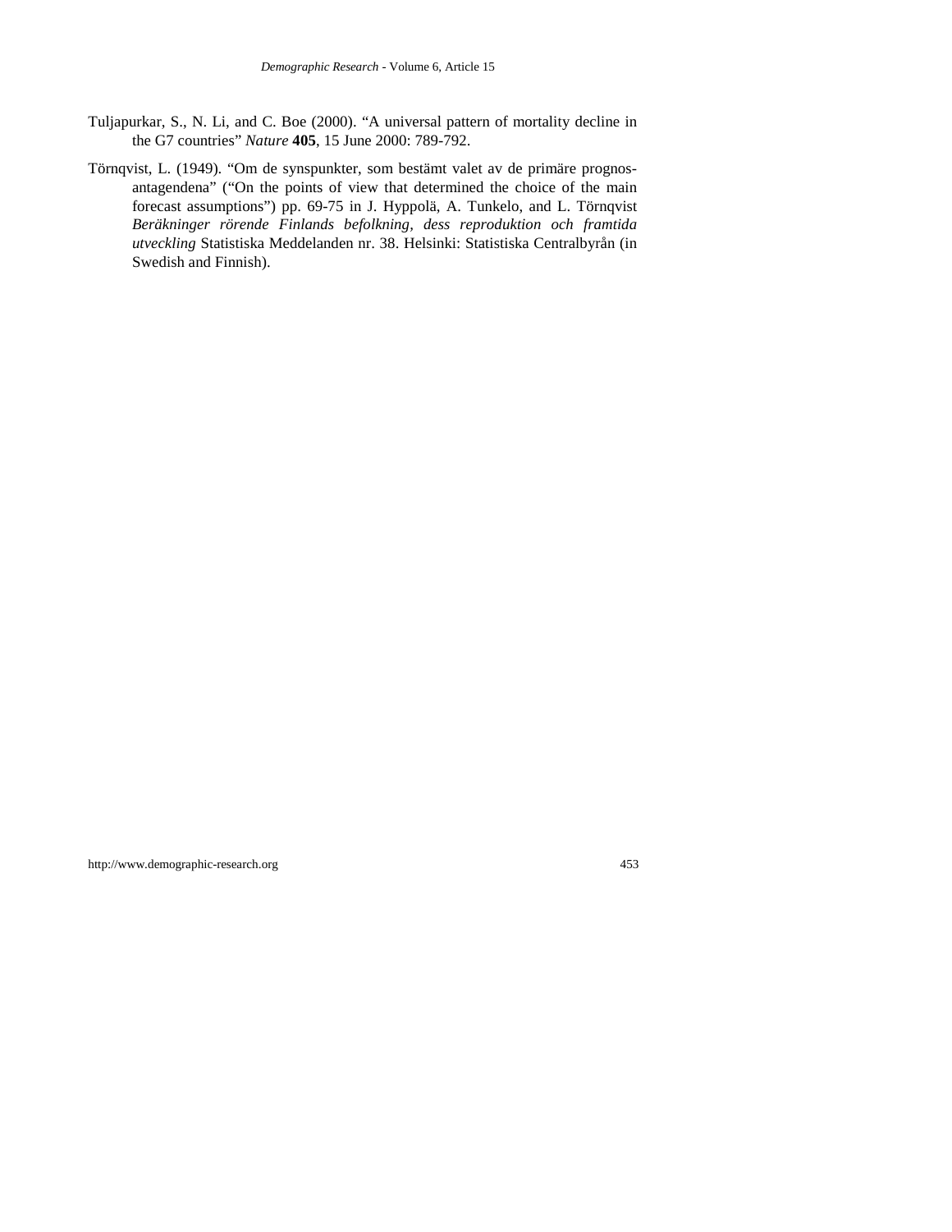Tuljapurkar, S., N. Li, and C. Boe (2000). “A universal pattern of mortality decline in the G7 countries” *Nature* **405**, 15 June 2000: 789-792.

Törnqvist, L. (1949). “Om de synspunkter, som bestämt valet av de primäre prognos-antagendena” (“On the points of view that determined the choice of the main forecast assumptions”) pp. 69-75 in J. Hyppolä, A. Tunkelo, and L. Törnqvist *Beräkninger rörende Finlands befolkning, dess reproduktion och framtida utveckling* Statistiska Meddelanden nr. 38. Helsinki: Statistiska Centralbyrån (in Swedish and Finnish).